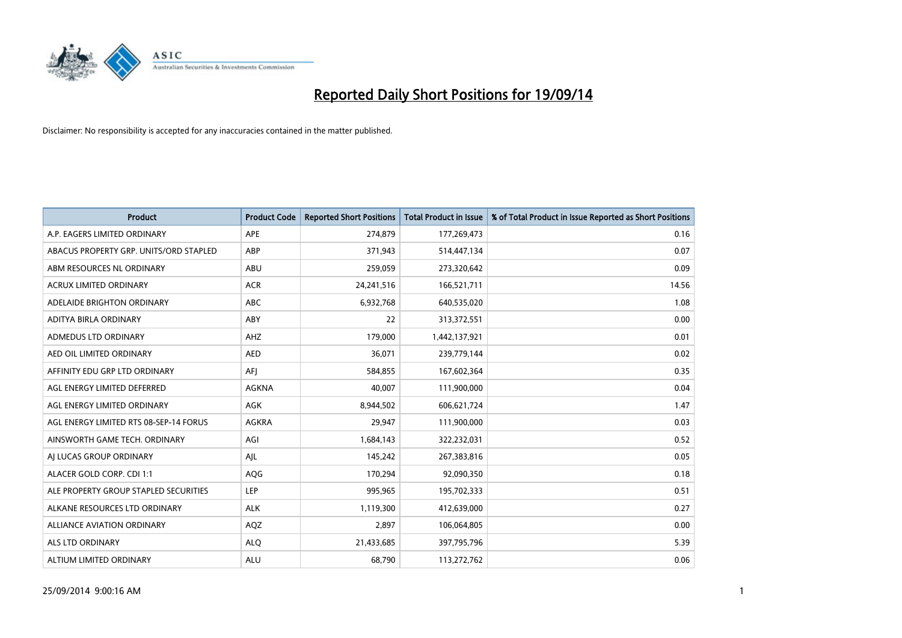# Reported Daily Short Positions for 19/09/14

Disclaimer: No responsibility is accepted for any inaccuracies contained in the matter published.

| Product | Product Code | Reported Short Positions | Total Product in Issue | % of Total Product in Issue Reported as Short Positions |
|---|---|---|---|---|
| A.P. EAGERS LIMITED ORDINARY | APE | 274,879 | 177,269,473 | 0.16 |
| ABACUS PROPERTY GRP. UNITS/ORD STAPLED | ABP | 371,943 | 514,447,134 | 0.07 |
| ABM RESOURCES NL ORDINARY | ABU | 259,059 | 273,320,642 | 0.09 |
| ACRUX LIMITED ORDINARY | ACR | 24,241,516 | 166,521,711 | 14.56 |
| ADELAIDE BRIGHTON ORDINARY | ABC | 6,932,768 | 640,535,020 | 1.08 |
| ADITYA BIRLA ORDINARY | ABY | 22 | 313,372,551 | 0.00 |
| ADMEDUS LTD ORDINARY | AHZ | 179,000 | 1,442,137,921 | 0.01 |
| AED OIL LIMITED ORDINARY | AED | 36,071 | 239,779,144 | 0.02 |
| AFFINITY EDU GRP LTD ORDINARY | AFJ | 584,855 | 167,602,364 | 0.35 |
| AGL ENERGY LIMITED DEFERRED | AGKNA | 40,007 | 111,900,000 | 0.04 |
| AGL ENERGY LIMITED ORDINARY | AGK | 8,944,502 | 606,621,724 | 1.47 |
| AGL ENERGY LIMITED RTS 08-SEP-14 FORUS | AGKRA | 29,947 | 111,900,000 | 0.03 |
| AINSWORTH GAME TECH. ORDINARY | AGI | 1,684,143 | 322,232,031 | 0.52 |
| AJ LUCAS GROUP ORDINARY | AJL | 145,242 | 267,383,816 | 0.05 |
| ALACER GOLD CORP. CDI 1:1 | AQG | 170,294 | 92,090,350 | 0.18 |
| ALE PROPERTY GROUP STAPLED SECURITIES | LEP | 995,965 | 195,702,333 | 0.51 |
| ALKANE RESOURCES LTD ORDINARY | ALK | 1,119,300 | 412,639,000 | 0.27 |
| ALLIANCE AVIATION ORDINARY | AQZ | 2,897 | 106,064,805 | 0.00 |
| ALS LTD ORDINARY | ALQ | 21,433,685 | 397,795,796 | 5.39 |
| ALTIUM LIMITED ORDINARY | ALU | 68,790 | 113,272,762 | 0.06 |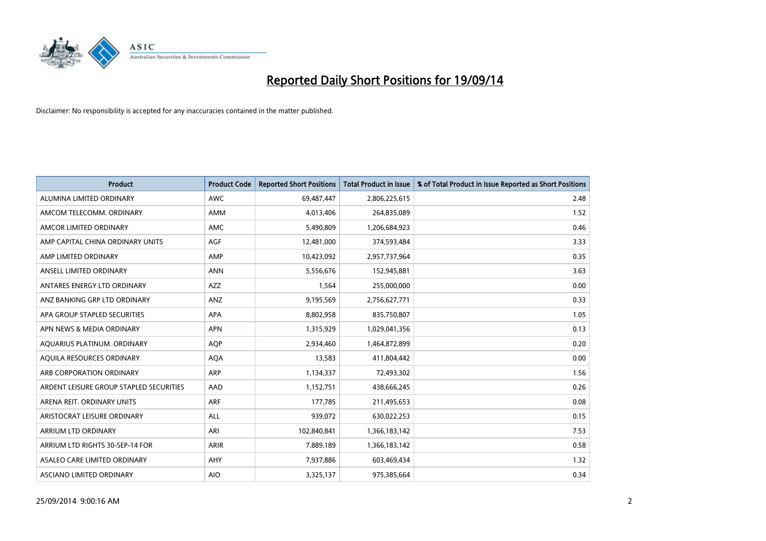# Reported Daily Short Positions for 19/09/14

Disclaimer: No responsibility is accepted for any inaccuracies contained in the matter published.

| Product | Product Code | Reported Short Positions | Total Product in Issue | % of Total Product in Issue Reported as Short Positions |
|---|---|---|---|---|
| ALUMINA LIMITED ORDINARY | AWC | 69,487,447 | 2,806,225,615 | 2.48 |
| AMCOM TELECOMM. ORDINARY | AMM | 4,013,406 | 264,835,089 | 1.52 |
| AMCOR LIMITED ORDINARY | AMC | 5,490,809 | 1,206,684,923 | 0.46 |
| AMP CAPITAL CHINA ORDINARY UNITS | AGF | 12,481,000 | 374,593,484 | 3.33 |
| AMP LIMITED ORDINARY | AMP | 10,423,092 | 2,957,737,964 | 0.35 |
| ANSELL LIMITED ORDINARY | ANN | 5,556,676 | 152,945,881 | 3.63 |
| ANTARES ENERGY LTD ORDINARY | AZZ | 1,564 | 255,000,000 | 0.00 |
| ANZ BANKING GRP LTD ORDINARY | ANZ | 9,195,569 | 2,756,627,771 | 0.33 |
| APA GROUP STAPLED SECURITIES | APA | 8,802,958 | 835,750,807 | 1.05 |
| APN NEWS & MEDIA ORDINARY | APN | 1,315,929 | 1,029,041,356 | 0.13 |
| AQUARIUS PLATINUM. ORDINARY | AQP | 2,934,460 | 1,464,872,899 | 0.20 |
| AQUILA RESOURCES ORDINARY | AQA | 13,583 | 411,804,442 | 0.00 |
| ARB CORPORATION ORDINARY | ARP | 1,134,337 | 72,493,302 | 1.56 |
| ARDENT LEISURE GROUP STAPLED SECURITIES | AAD | 1,152,751 | 438,666,245 | 0.26 |
| ARENA REIT. ORDINARY UNITS | ARF | 177,785 | 211,495,653 | 0.08 |
| ARISTOCRAT LEISURE ORDINARY | ALL | 939,072 | 630,022,253 | 0.15 |
| ARRIUM LTD ORDINARY | ARI | 102,840,841 | 1,366,183,142 | 7.53 |
| ARRIUM LTD RIGHTS 30-SEP-14 FOR | ARIR | 7,889,189 | 1,366,183,142 | 0.58 |
| ASALEO CARE LIMITED ORDINARY | AHY | 7,937,886 | 603,469,434 | 1.32 |
| ASCIANO LIMITED ORDINARY | AIO | 3,325,137 | 975,385,664 | 0.34 |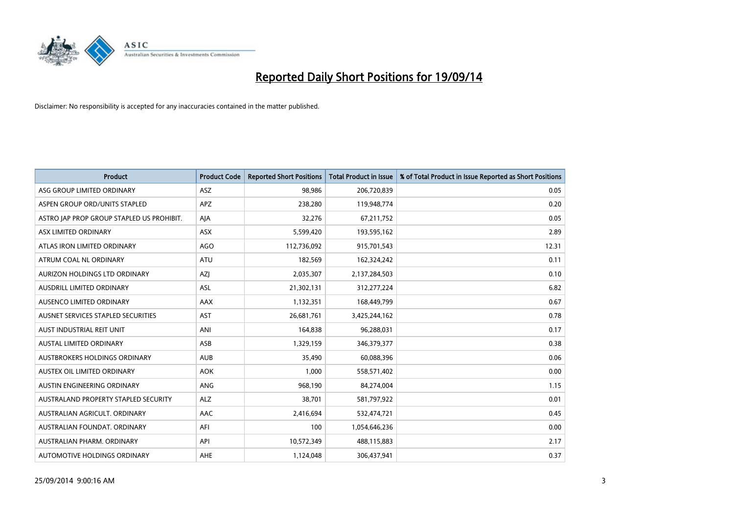# Reported Daily Short Positions for 19/09/14

Disclaimer: No responsibility is accepted for any inaccuracies contained in the matter published.

| Product | Product Code | Reported Short Positions | Total Product in Issue | % of Total Product in Issue Reported as Short Positions |
|---|---|---|---|---|
| ASG GROUP LIMITED ORDINARY | ASZ | 98,986 | 206,720,839 | 0.05 |
| ASPEN GROUP ORD/UNITS STAPLED | APZ | 238,280 | 119,948,774 | 0.20 |
| ASTRO JAP PROP GROUP STAPLED US PROHIBIT. | AJA | 32,276 | 67,211,752 | 0.05 |
| ASX LIMITED ORDINARY | ASX | 5,599,420 | 193,595,162 | 2.89 |
| ATLAS IRON LIMITED ORDINARY | AGO | 112,736,092 | 915,701,543 | 12.31 |
| ATRUM COAL NL ORDINARY | ATU | 182,569 | 162,324,242 | 0.11 |
| AURIZON HOLDINGS LTD ORDINARY | AZJ | 2,035,307 | 2,137,284,503 | 0.10 |
| AUSDRILL LIMITED ORDINARY | ASL | 21,302,131 | 312,277,224 | 6.82 |
| AUSENCO LIMITED ORDINARY | AAX | 1,132,351 | 168,449,799 | 0.67 |
| AUSNET SERVICES STAPLED SECURITIES | AST | 26,681,761 | 3,425,244,162 | 0.78 |
| AUST INDUSTRIAL REIT UNIT | ANI | 164,838 | 96,288,031 | 0.17 |
| AUSTAL LIMITED ORDINARY | ASB | 1,329,159 | 346,379,377 | 0.38 |
| AUSTBROKERS HOLDINGS ORDINARY | AUB | 35,490 | 60,088,396 | 0.06 |
| AUSTEX OIL LIMITED ORDINARY | AOK | 1,000 | 558,571,402 | 0.00 |
| AUSTIN ENGINEERING ORDINARY | ANG | 968,190 | 84,274,004 | 1.15 |
| AUSTRALAND PROPERTY STAPLED SECURITY | ALZ | 38,701 | 581,797,922 | 0.01 |
| AUSTRALIAN AGRICULT. ORDINARY | AAC | 2,416,694 | 532,474,721 | 0.45 |
| AUSTRALIAN FOUNDAT. ORDINARY | AFI | 100 | 1,054,646,236 | 0.00 |
| AUSTRALIAN PHARM. ORDINARY | API | 10,572,349 | 488,115,883 | 2.17 |
| AUTOMOTIVE HOLDINGS ORDINARY | AHE | 1,124,048 | 306,437,941 | 0.37 |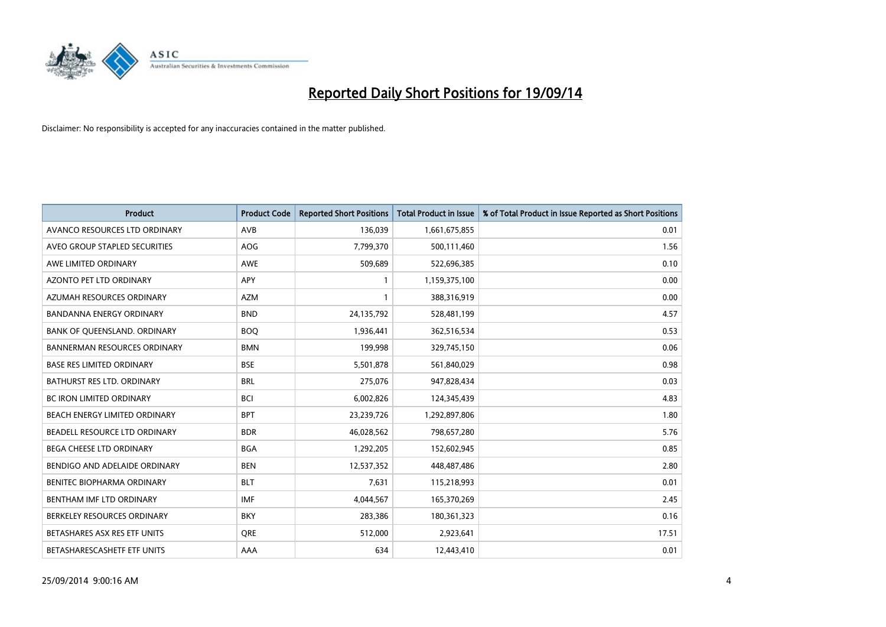# Reported Daily Short Positions for 19/09/14

Disclaimer: No responsibility is accepted for any inaccuracies contained in the matter published.

| Product | Product Code | Reported Short Positions | Total Product in Issue | % of Total Product in Issue Reported as Short Positions |
| --- | --- | --- | --- | --- |
| AVANCO RESOURCES LTD ORDINARY | AVB | 136,039 | 1,661,675,855 | 0.01 |
| AVEO GROUP STAPLED SECURITIES | AOG | 7,799,370 | 500,111,460 | 1.56 |
| AWE LIMITED ORDINARY | AWE | 509,689 | 522,696,385 | 0.10 |
| AZONTO PET LTD ORDINARY | APY | 1 | 1,159,375,100 | 0.00 |
| AZUMAH RESOURCES ORDINARY | AZM | 1 | 388,316,919 | 0.00 |
| BANDANNA ENERGY ORDINARY | BND | 24,135,792 | 528,481,199 | 4.57 |
| BANK OF QUEENSLAND. ORDINARY | BOQ | 1,936,441 | 362,516,534 | 0.53 |
| BANNERMAN RESOURCES ORDINARY | BMN | 199,998 | 329,745,150 | 0.06 |
| BASE RES LIMITED ORDINARY | BSE | 5,501,878 | 561,840,029 | 0.98 |
| BATHURST RES LTD. ORDINARY | BRL | 275,076 | 947,828,434 | 0.03 |
| BC IRON LIMITED ORDINARY | BCI | 6,002,826 | 124,345,439 | 4.83 |
| BEACH ENERGY LIMITED ORDINARY | BPT | 23,239,726 | 1,292,897,806 | 1.80 |
| BEADELL RESOURCE LTD ORDINARY | BDR | 46,028,562 | 798,657,280 | 5.76 |
| BEGA CHEESE LTD ORDINARY | BGA | 1,292,205 | 152,602,945 | 0.85 |
| BENDIGO AND ADELAIDE ORDINARY | BEN | 12,537,352 | 448,487,486 | 2.80 |
| BENITEC BIOPHARMA ORDINARY | BLT | 7,631 | 115,218,993 | 0.01 |
| BENTHAM IMF LTD ORDINARY | IMF | 4,044,567 | 165,370,269 | 2.45 |
| BERKELEY RESOURCES ORDINARY | BKY | 283,386 | 180,361,323 | 0.16 |
| BETASHARES ASX RES ETF UNITS | QRE | 512,000 | 2,923,641 | 17.51 |
| BETASHARESCASHETF ETF UNITS | AAA | 634 | 12,443,410 | 0.01 |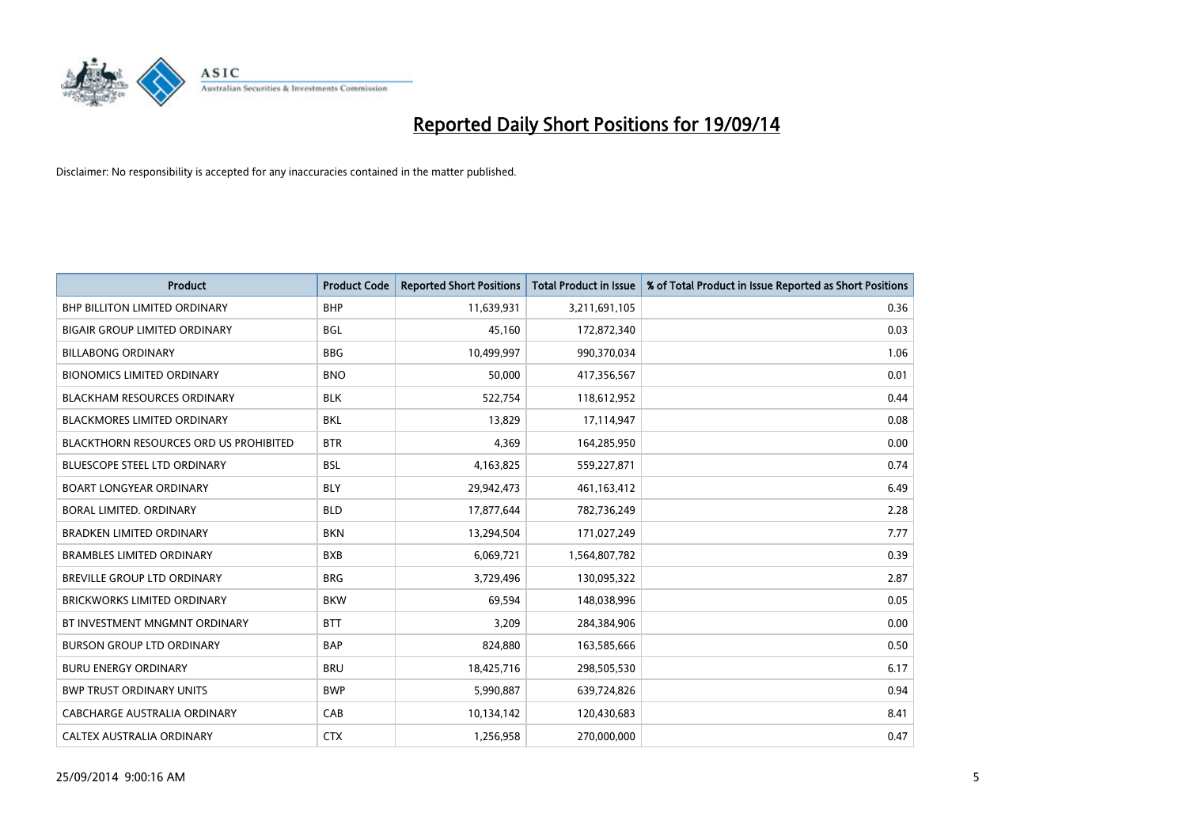# Reported Daily Short Positions for 19/09/14

Disclaimer: No responsibility is accepted for any inaccuracies contained in the matter published.

| Product | Product Code | Reported Short Positions | Total Product in Issue | % of Total Product in Issue Reported as Short Positions |
|---|---|---|---|---|
| BHP BILLITON LIMITED ORDINARY | BHP | 11,639,931 | 3,211,691,105 | 0.36 |
| BIGAIR GROUP LIMITED ORDINARY | BGL | 45,160 | 172,872,340 | 0.03 |
| BILLABONG ORDINARY | BBG | 10,499,997 | 990,370,034 | 1.06 |
| BIONOMICS LIMITED ORDINARY | BNO | 50,000 | 417,356,567 | 0.01 |
| BLACKHAM RESOURCES ORDINARY | BLK | 522,754 | 118,612,952 | 0.44 |
| BLACKMORES LIMITED ORDINARY | BKL | 13,829 | 17,114,947 | 0.08 |
| BLACKTHORN RESOURCES ORD US PROHIBITED | BTR | 4,369 | 164,285,950 | 0.00 |
| BLUESCOPE STEEL LTD ORDINARY | BSL | 4,163,825 | 559,227,871 | 0.74 |
| BOART LONGYEAR ORDINARY | BLY | 29,942,473 | 461,163,412 | 6.49 |
| BORAL LIMITED. ORDINARY | BLD | 17,877,644 | 782,736,249 | 2.28 |
| BRADKEN LIMITED ORDINARY | BKN | 13,294,504 | 171,027,249 | 7.77 |
| BRAMBLES LIMITED ORDINARY | BXB | 6,069,721 | 1,564,807,782 | 0.39 |
| BREVILLE GROUP LTD ORDINARY | BRG | 3,729,496 | 130,095,322 | 2.87 |
| BRICKWORKS LIMITED ORDINARY | BKW | 69,594 | 148,038,996 | 0.05 |
| BT INVESTMENT MNGMNT ORDINARY | BTT | 3,209 | 284,384,906 | 0.00 |
| BURSON GROUP LTD ORDINARY | BAP | 824,880 | 163,585,666 | 0.50 |
| BURU ENERGY ORDINARY | BRU | 18,425,716 | 298,505,530 | 6.17 |
| BWP TRUST ORDINARY UNITS | BWP | 5,990,887 | 639,724,826 | 0.94 |
| CABCHARGE AUSTRALIA ORDINARY | CAB | 10,134,142 | 120,430,683 | 8.41 |
| CALTEX AUSTRALIA ORDINARY | CTX | 1,256,958 | 270,000,000 | 0.47 |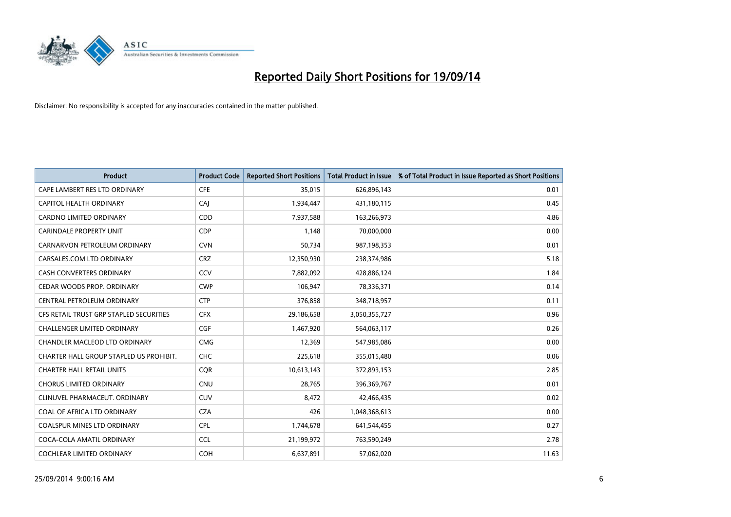# Reported Daily Short Positions for 19/09/14

Disclaimer: No responsibility is accepted for any inaccuracies contained in the matter published.

| Product | Product Code | Reported Short Positions | Total Product in Issue | % of Total Product in Issue Reported as Short Positions |
|---|---|---|---|---|
| CAPE LAMBERT RES LTD ORDINARY | CFE | 35,015 | 626,896,143 | 0.01 |
| CAPITOL HEALTH ORDINARY | CAJ | 1,934,447 | 431,180,115 | 0.45 |
| CARDNO LIMITED ORDINARY | CDD | 7,937,588 | 163,266,973 | 4.86 |
| CARINDALE PROPERTY UNIT | CDP | 1,148 | 70,000,000 | 0.00 |
| CARNARVON PETROLEUM ORDINARY | CVN | 50,734 | 987,198,353 | 0.01 |
| CARSALES.COM LTD ORDINARY | CRZ | 12,350,930 | 238,374,986 | 5.18 |
| CASH CONVERTERS ORDINARY | CCV | 7,882,092 | 428,886,124 | 1.84 |
| CEDAR WOODS PROP. ORDINARY | CWP | 106,947 | 78,336,371 | 0.14 |
| CENTRAL PETROLEUM ORDINARY | CTP | 376,858 | 348,718,957 | 0.11 |
| CFS RETAIL TRUST GRP STAPLED SECURITIES | CFX | 29,186,658 | 3,050,355,727 | 0.96 |
| CHALLENGER LIMITED ORDINARY | CGF | 1,467,920 | 564,063,117 | 0.26 |
| CHANDLER MACLEOD LTD ORDINARY | CMG | 12,369 | 547,985,086 | 0.00 |
| CHARTER HALL GROUP STAPLED US PROHIBIT. | CHC | 225,618 | 355,015,480 | 0.06 |
| CHARTER HALL RETAIL UNITS | CQR | 10,613,143 | 372,893,153 | 2.85 |
| CHORUS LIMITED ORDINARY | CNU | 28,765 | 396,369,767 | 0.01 |
| CLINUVEL PHARMACEUT. ORDINARY | CUV | 8,472 | 42,466,435 | 0.02 |
| COAL OF AFRICA LTD ORDINARY | CZA | 426 | 1,048,368,613 | 0.00 |
| COALSPUR MINES LTD ORDINARY | CPL | 1,744,678 | 641,544,455 | 0.27 |
| COCA-COLA AMATIL ORDINARY | CCL | 21,199,972 | 763,590,249 | 2.78 |
| COCHLEAR LIMITED ORDINARY | COH | 6,637,891 | 57,062,020 | 11.63 |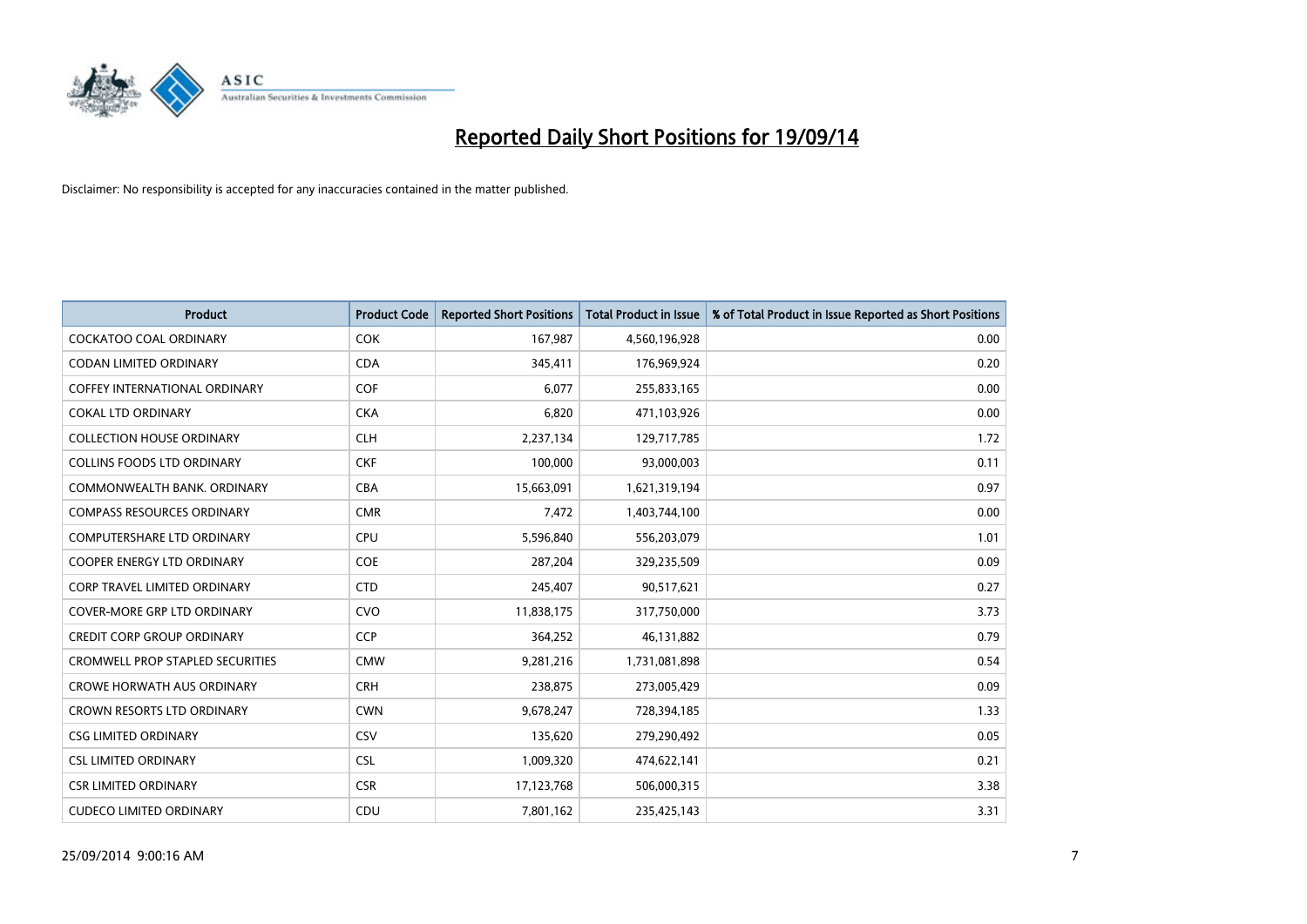# Reported Daily Short Positions for 19/09/14

Disclaimer: No responsibility is accepted for any inaccuracies contained in the matter published.

| Product | Product Code | Reported Short Positions | Total Product in Issue | % of Total Product in Issue Reported as Short Positions |
|---|---|---|---|---|
| COCKATOO COAL ORDINARY | COK | 167,987 | 4,560,196,928 | 0.00 |
| CODAN LIMITED ORDINARY | CDA | 345,411 | 176,969,924 | 0.20 |
| COFFEY INTERNATIONAL ORDINARY | COF | 6,077 | 255,833,165 | 0.00 |
| COKAL LTD ORDINARY | CKA | 6,820 | 471,103,926 | 0.00 |
| COLLECTION HOUSE ORDINARY | CLH | 2,237,134 | 129,717,785 | 1.72 |
| COLLINS FOODS LTD ORDINARY | CKF | 100,000 | 93,000,003 | 0.11 |
| COMMONWEALTH BANK. ORDINARY | CBA | 15,663,091 | 1,621,319,194 | 0.97 |
| COMPASS RESOURCES ORDINARY | CMR | 7,472 | 1,403,744,100 | 0.00 |
| COMPUTERSHARE LTD ORDINARY | CPU | 5,596,840 | 556,203,079 | 1.01 |
| COOPER ENERGY LTD ORDINARY | COE | 287,204 | 329,235,509 | 0.09 |
| CORP TRAVEL LIMITED ORDINARY | CTD | 245,407 | 90,517,621 | 0.27 |
| COVER-MORE GRP LTD ORDINARY | CVO | 11,838,175 | 317,750,000 | 3.73 |
| CREDIT CORP GROUP ORDINARY | CCP | 364,252 | 46,131,882 | 0.79 |
| CROMWELL PROP STAPLED SECURITIES | CMW | 9,281,216 | 1,731,081,898 | 0.54 |
| CROWE HORWATH AUS ORDINARY | CRH | 238,875 | 273,005,429 | 0.09 |
| CROWN RESORTS LTD ORDINARY | CWN | 9,678,247 | 728,394,185 | 1.33 |
| CSG LIMITED ORDINARY | CSV | 135,620 | 279,290,492 | 0.05 |
| CSL LIMITED ORDINARY | CSL | 1,009,320 | 474,622,141 | 0.21 |
| CSR LIMITED ORDINARY | CSR | 17,123,768 | 506,000,315 | 3.38 |
| CUDECO LIMITED ORDINARY | CDU | 7,801,162 | 235,425,143 | 3.31 |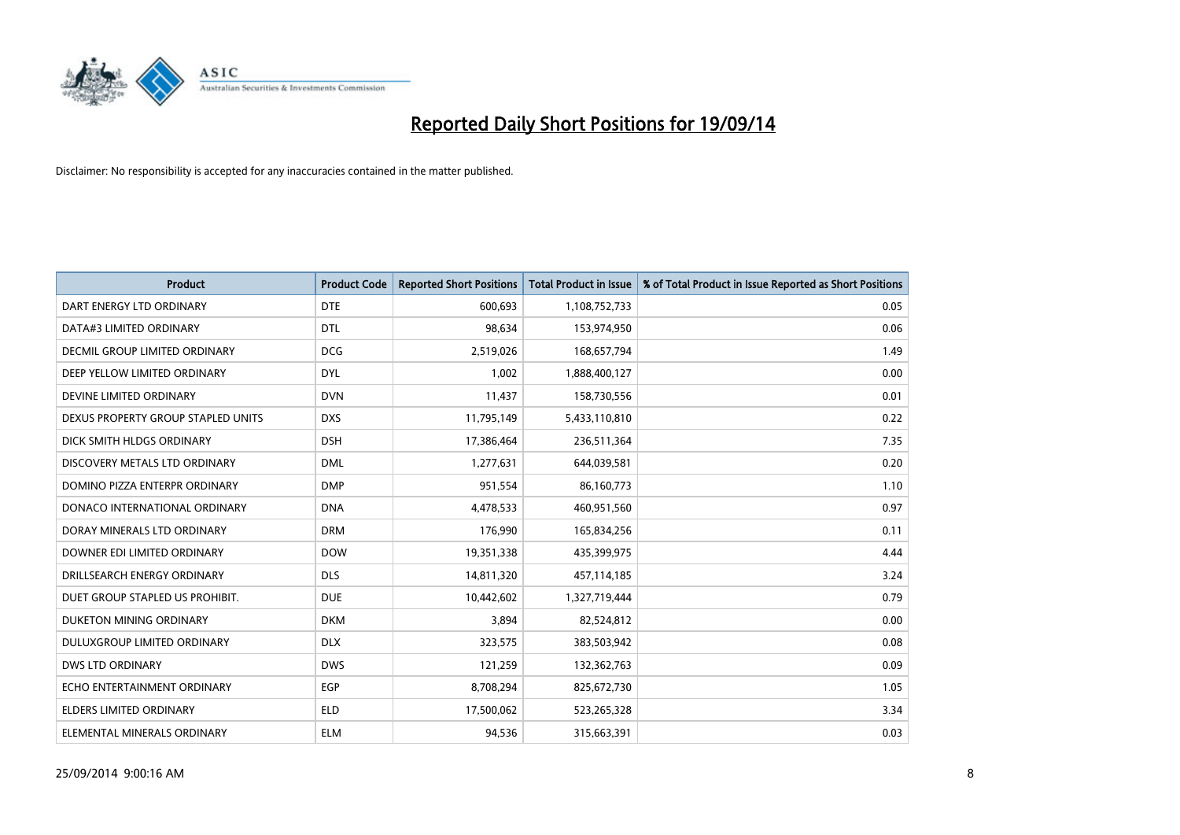# Reported Daily Short Positions for 19/09/14

Disclaimer: No responsibility is accepted for any inaccuracies contained in the matter published.

| Product | Product Code | Reported Short Positions | Total Product in Issue | % of Total Product in Issue Reported as Short Positions |
| --- | --- | --- | --- | --- |
| DART ENERGY LTD ORDINARY | DTE | 600,693 | 1,108,752,733 | 0.05 |
| DATA#3 LIMITED ORDINARY | DTL | 98,634 | 153,974,950 | 0.06 |
| DECMIL GROUP LIMITED ORDINARY | DCG | 2,519,026 | 168,657,794 | 1.49 |
| DEEP YELLOW LIMITED ORDINARY | DYL | 1,002 | 1,888,400,127 | 0.00 |
| DEVINE LIMITED ORDINARY | DVN | 11,437 | 158,730,556 | 0.01 |
| DEXUS PROPERTY GROUP STAPLED UNITS | DXS | 11,795,149 | 5,433,110,810 | 0.22 |
| DICK SMITH HLDGS ORDINARY | DSH | 17,386,464 | 236,511,364 | 7.35 |
| DISCOVERY METALS LTD ORDINARY | DML | 1,277,631 | 644,039,581 | 0.20 |
| DOMINO PIZZA ENTERPR ORDINARY | DMP | 951,554 | 86,160,773 | 1.10 |
| DONACO INTERNATIONAL ORDINARY | DNA | 4,478,533 | 460,951,560 | 0.97 |
| DORAY MINERALS LTD ORDINARY | DRM | 176,990 | 165,834,256 | 0.11 |
| DOWNER EDI LIMITED ORDINARY | DOW | 19,351,338 | 435,399,975 | 4.44 |
| DRILLSEARCH ENERGY ORDINARY | DLS | 14,811,320 | 457,114,185 | 3.24 |
| DUET GROUP STAPLED US PROHIBIT. | DUE | 10,442,602 | 1,327,719,444 | 0.79 |
| DUKETON MINING ORDINARY | DKM | 3,894 | 82,524,812 | 0.00 |
| DULUXGROUP LIMITED ORDINARY | DLX | 323,575 | 383,503,942 | 0.08 |
| DWS LTD ORDINARY | DWS | 121,259 | 132,362,763 | 0.09 |
| ECHO ENTERTAINMENT ORDINARY | EGP | 8,708,294 | 825,672,730 | 1.05 |
| ELDERS LIMITED ORDINARY | ELD | 17,500,062 | 523,265,328 | 3.34 |
| ELEMENTAL MINERALS ORDINARY | ELM | 94,536 | 315,663,391 | 0.03 |

25/09/2014 9:00:16 AM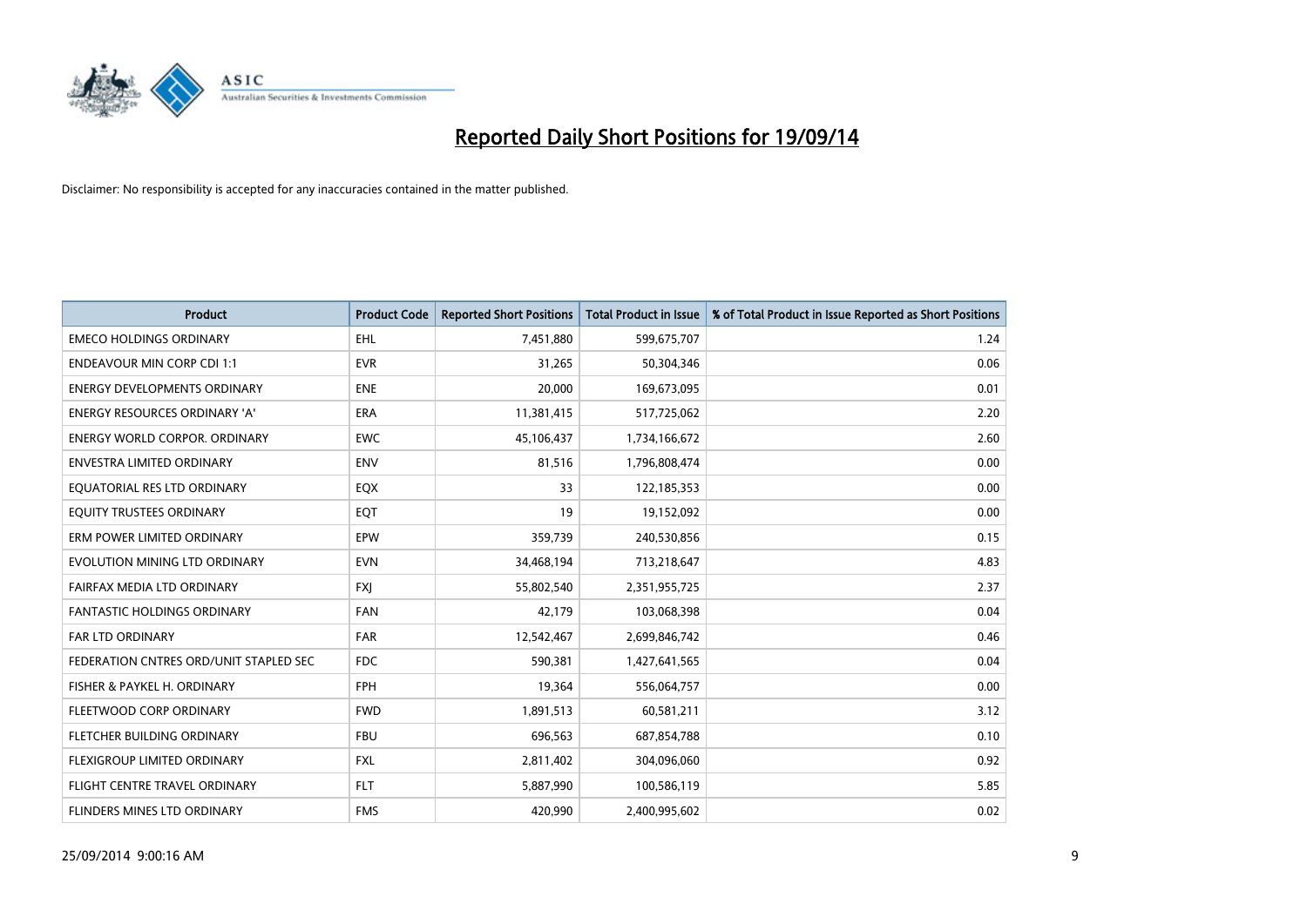# Reported Daily Short Positions for 19/09/14

Disclaimer: No responsibility is accepted for any inaccuracies contained in the matter published.

| Product | Product Code | Reported Short Positions | Total Product in Issue | % of Total Product in Issue Reported as Short Positions |
|---|---|---|---|---|
| EMECO HOLDINGS ORDINARY | EHL | 7,451,880 | 599,675,707 | 1.24 |
| ENDEAVOUR MIN CORP CDI 1:1 | EVR | 31,265 | 50,304,346 | 0.06 |
| ENERGY DEVELOPMENTS ORDINARY | ENE | 20,000 | 169,673,095 | 0.01 |
| ENERGY RESOURCES ORDINARY 'A' | ERA | 11,381,415 | 517,725,062 | 2.20 |
| ENERGY WORLD CORPOR. ORDINARY | EWC | 45,106,437 | 1,734,166,672 | 2.60 |
| ENVESTRA LIMITED ORDINARY | ENV | 81,516 | 1,796,808,474 | 0.00 |
| EQUATORIAL RES LTD ORDINARY | EQX | 33 | 122,185,353 | 0.00 |
| EQUITY TRUSTEES ORDINARY | EQT | 19 | 19,152,092 | 0.00 |
| ERM POWER LIMITED ORDINARY | EPW | 359,739 | 240,530,856 | 0.15 |
| EVOLUTION MINING LTD ORDINARY | EVN | 34,468,194 | 713,218,647 | 4.83 |
| FAIRFAX MEDIA LTD ORDINARY | FXJ | 55,802,540 | 2,351,955,725 | 2.37 |
| FANTASTIC HOLDINGS ORDINARY | FAN | 42,179 | 103,068,398 | 0.04 |
| FAR LTD ORDINARY | FAR | 12,542,467 | 2,699,846,742 | 0.46 |
| FEDERATION CNTRES ORD/UNIT STAPLED SEC | FDC | 590,381 | 1,427,641,565 | 0.04 |
| FISHER & PAYKEL H. ORDINARY | FPH | 19,364 | 556,064,757 | 0.00 |
| FLEETWOOD CORP ORDINARY | FWD | 1,891,513 | 60,581,211 | 3.12 |
| FLETCHER BUILDING ORDINARY | FBU | 696,563 | 687,854,788 | 0.10 |
| FLEXIGROUP LIMITED ORDINARY | FXL | 2,811,402 | 304,096,060 | 0.92 |
| FLIGHT CENTRE TRAVEL ORDINARY | FLT | 5,887,990 | 100,586,119 | 5.85 |
| FLINDERS MINES LTD ORDINARY | FMS | 420,990 | 2,400,995,602 | 0.02 |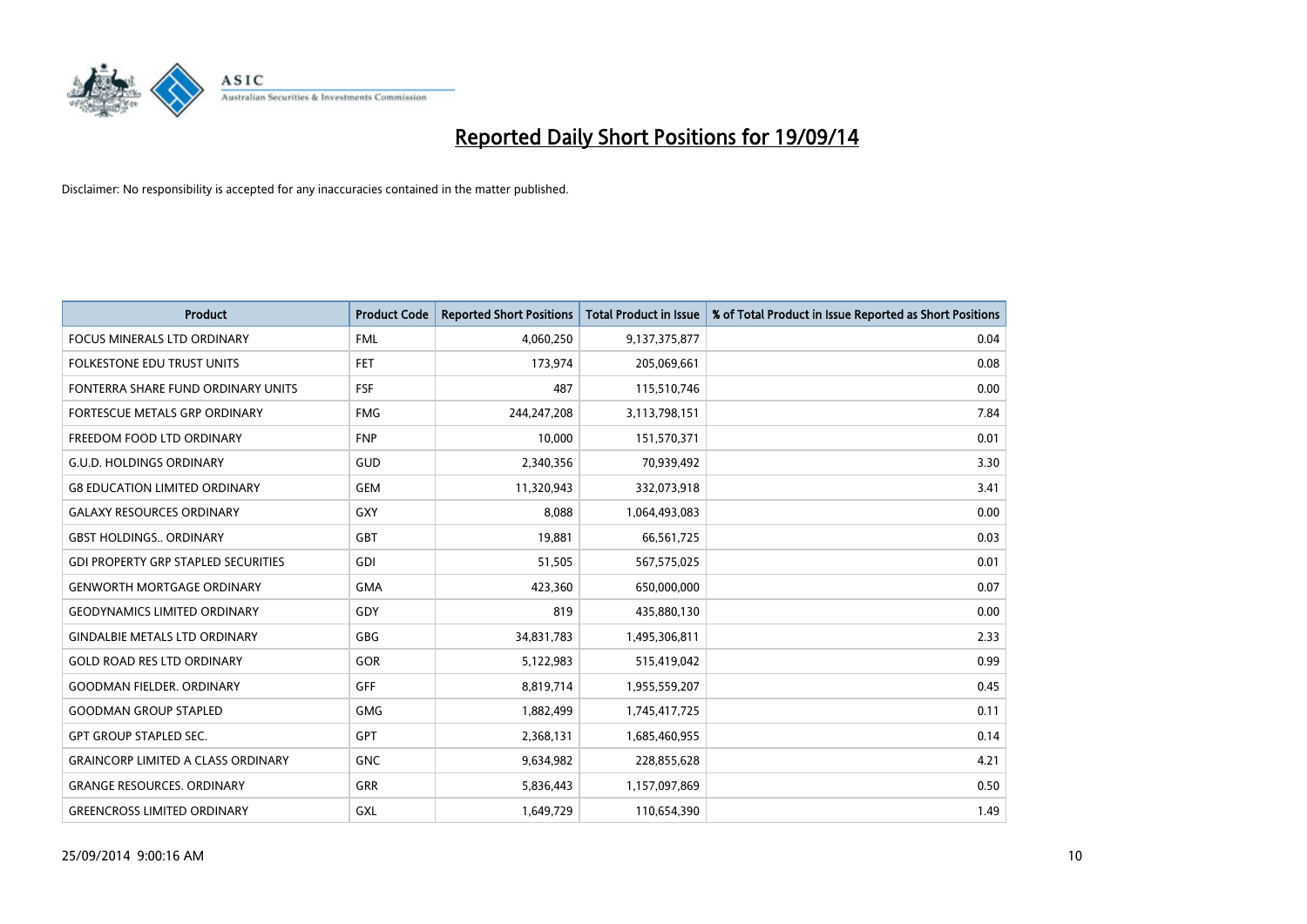# Reported Daily Short Positions for 19/09/14

Disclaimer: No responsibility is accepted for any inaccuracies contained in the matter published.

| Product | Product Code | Reported Short Positions | Total Product in Issue | % of Total Product in Issue Reported as Short Positions |
|---|---|---|---|---|
| FOCUS MINERALS LTD ORDINARY | FML | 4,060,250 | 9,137,375,877 | 0.04 |
| FOLKESTONE EDU TRUST UNITS | FET | 173,974 | 205,069,661 | 0.08 |
| FONTERRA SHARE FUND ORDINARY UNITS | FSF | 487 | 115,510,746 | 0.00 |
| FORTESCUE METALS GRP ORDINARY | FMG | 244,247,208 | 3,113,798,151 | 7.84 |
| FREEDOM FOOD LTD ORDINARY | FNP | 10,000 | 151,570,371 | 0.01 |
| G.U.D. HOLDINGS ORDINARY | GUD | 2,340,356 | 70,939,492 | 3.30 |
| G8 EDUCATION LIMITED ORDINARY | GEM | 11,320,943 | 332,073,918 | 3.41 |
| GALAXY RESOURCES ORDINARY | GXY | 8,088 | 1,064,493,083 | 0.00 |
| GBST HOLDINGS.. ORDINARY | GBT | 19,881 | 66,561,725 | 0.03 |
| GDI PROPERTY GRP STAPLED SECURITIES | GDI | 51,505 | 567,575,025 | 0.01 |
| GENWORTH MORTGAGE ORDINARY | GMA | 423,360 | 650,000,000 | 0.07 |
| GEODYNAMICS LIMITED ORDINARY | GDY | 819 | 435,880,130 | 0.00 |
| GINDALBIE METALS LTD ORDINARY | GBG | 34,831,783 | 1,495,306,811 | 2.33 |
| GOLD ROAD RES LTD ORDINARY | GOR | 5,122,983 | 515,419,042 | 0.99 |
| GOODMAN FIELDER. ORDINARY | GFF | 8,819,714 | 1,955,559,207 | 0.45 |
| GOODMAN GROUP STAPLED | GMG | 1,882,499 | 1,745,417,725 | 0.11 |
| GPT GROUP STAPLED SEC. | GPT | 2,368,131 | 1,685,460,955 | 0.14 |
| GRAINCORP LIMITED A CLASS ORDINARY | GNC | 9,634,982 | 228,855,628 | 4.21 |
| GRANGE RESOURCES. ORDINARY | GRR | 5,836,443 | 1,157,097,869 | 0.50 |
| GREENCROSS LIMITED ORDINARY | GXL | 1,649,729 | 110,654,390 | 1.49 |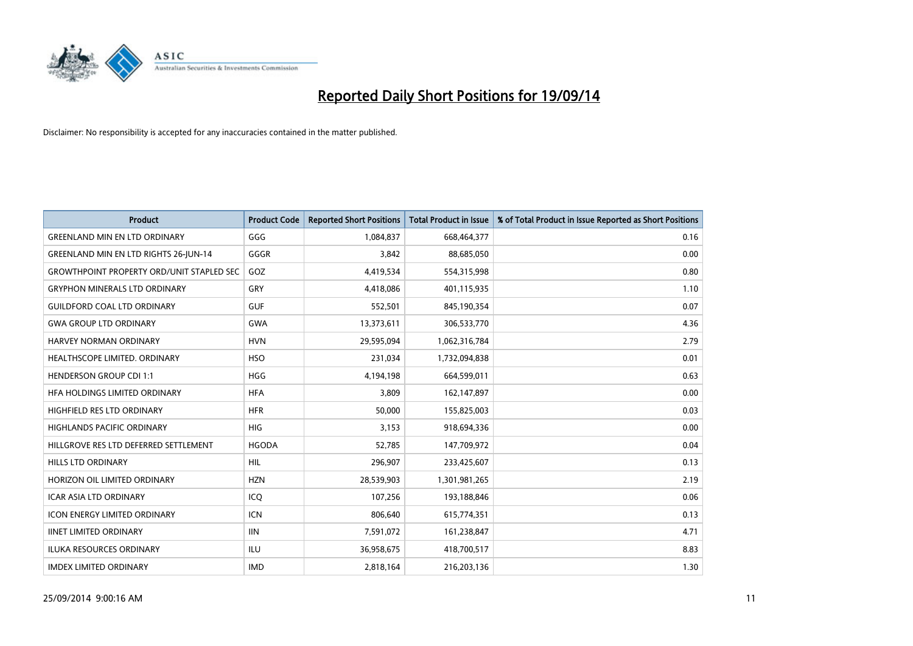# Reported Daily Short Positions for 19/09/14

Disclaimer: No responsibility is accepted for any inaccuracies contained in the matter published.

| Product | Product Code | Reported Short Positions | Total Product in Issue | % of Total Product in Issue Reported as Short Positions |
|---|---|---|---|---|
| GREENLAND MIN EN LTD ORDINARY | GGG | 1,084,837 | 668,464,377 | 0.16 |
| GREENLAND MIN EN LTD RIGHTS 26-JUN-14 | GGGR | 3,842 | 88,685,050 | 0.00 |
| GROWTHPOINT PROPERTY ORD/UNIT STAPLED SEC | GOZ | 4,419,534 | 554,315,998 | 0.80 |
| GRYPHON MINERALS LTD ORDINARY | GRY | 4,418,086 | 401,115,935 | 1.10 |
| GUILDFORD COAL LTD ORDINARY | GUF | 552,501 | 845,190,354 | 0.07 |
| GWA GROUP LTD ORDINARY | GWA | 13,373,611 | 306,533,770 | 4.36 |
| HARVEY NORMAN ORDINARY | HVN | 29,595,094 | 1,062,316,784 | 2.79 |
| HEALTHSCOPE LIMITED. ORDINARY | HSO | 231,034 | 1,732,094,838 | 0.01 |
| HENDERSON GROUP CDI 1:1 | HGG | 4,194,198 | 664,599,011 | 0.63 |
| HFA HOLDINGS LIMITED ORDINARY | HFA | 3,809 | 162,147,897 | 0.00 |
| HIGHFIELD RES LTD ORDINARY | HFR | 50,000 | 155,825,003 | 0.03 |
| HIGHLANDS PACIFIC ORDINARY | HIG | 3,153 | 918,694,336 | 0.00 |
| HILLGROVE RES LTD DEFERRED SETTLEMENT | HGODA | 52,785 | 147,709,972 | 0.04 |
| HILLS LTD ORDINARY | HIL | 296,907 | 233,425,607 | 0.13 |
| HORIZON OIL LIMITED ORDINARY | HZN | 28,539,903 | 1,301,981,265 | 2.19 |
| ICAR ASIA LTD ORDINARY | ICQ | 107,256 | 193,188,846 | 0.06 |
| ICON ENERGY LIMITED ORDINARY | ICN | 806,640 | 615,774,351 | 0.13 |
| IINET LIMITED ORDINARY | IIN | 7,591,072 | 161,238,847 | 4.71 |
| ILUKA RESOURCES ORDINARY | ILU | 36,958,675 | 418,700,517 | 8.83 |
| IMDEX LIMITED ORDINARY | IMD | 2,818,164 | 216,203,136 | 1.30 |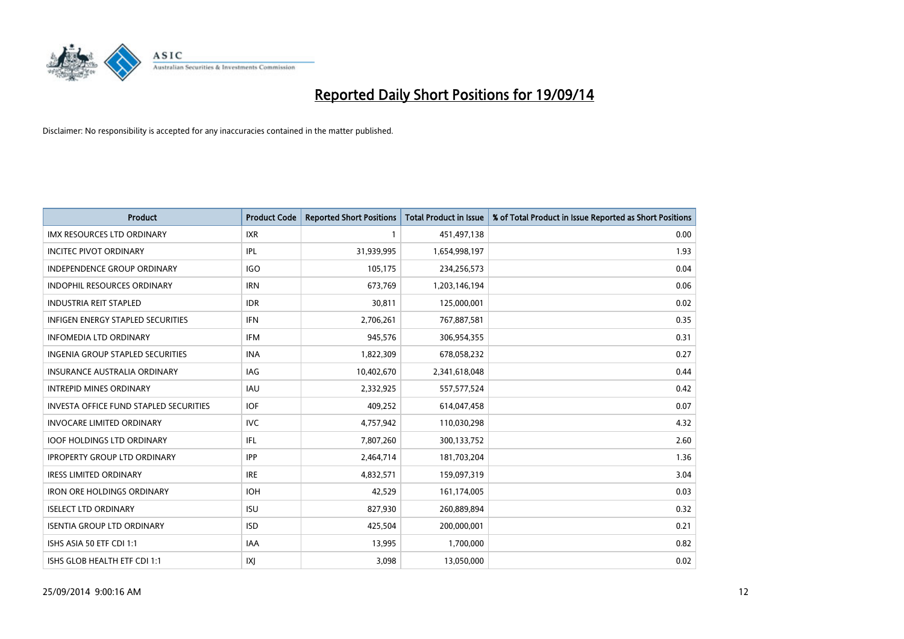# Reported Daily Short Positions for 19/09/14

Disclaimer: No responsibility is accepted for any inaccuracies contained in the matter published.

| Product | Product Code | Reported Short Positions | Total Product in Issue | % of Total Product in Issue Reported as Short Positions |
|---|---|---|---|---|
| IMX RESOURCES LTD ORDINARY | IXR | 1 | 451,497,138 | 0.00 |
| INCITEC PIVOT ORDINARY | IPL | 31,939,995 | 1,654,998,197 | 1.93 |
| INDEPENDENCE GROUP ORDINARY | IGO | 105,175 | 234,256,573 | 0.04 |
| INDOPHIL RESOURCES ORDINARY | IRN | 673,769 | 1,203,146,194 | 0.06 |
| INDUSTRIA REIT STAPLED | IDR | 30,811 | 125,000,001 | 0.02 |
| INFIGEN ENERGY STAPLED SECURITIES | IFN | 2,706,261 | 767,887,581 | 0.35 |
| INFOMEDIA LTD ORDINARY | IFM | 945,576 | 306,954,355 | 0.31 |
| INGENIA GROUP STAPLED SECURITIES | INA | 1,822,309 | 678,058,232 | 0.27 |
| INSURANCE AUSTRALIA ORDINARY | IAG | 10,402,670 | 2,341,618,048 | 0.44 |
| INTREPID MINES ORDINARY | IAU | 2,332,925 | 557,577,524 | 0.42 |
| INVESTA OFFICE FUND STAPLED SECURITIES | IOF | 409,252 | 614,047,458 | 0.07 |
| INVOCARE LIMITED ORDINARY | IVC | 4,757,942 | 110,030,298 | 4.32 |
| IOOF HOLDINGS LTD ORDINARY | IFL | 7,807,260 | 300,133,752 | 2.60 |
| IPROPERTY GROUP LTD ORDINARY | IPP | 2,464,714 | 181,703,204 | 1.36 |
| IRESS LIMITED ORDINARY | IRE | 4,832,571 | 159,097,319 | 3.04 |
| IRON ORE HOLDINGS ORDINARY | IOH | 42,529 | 161,174,005 | 0.03 |
| ISELECT LTD ORDINARY | ISU | 827,930 | 260,889,894 | 0.32 |
| ISENTIA GROUP LTD ORDINARY | ISD | 425,504 | 200,000,001 | 0.21 |
| ISHS ASIA 50 ETF CDI 1:1 | IAA | 13,995 | 1,700,000 | 0.82 |
| ISHS GLOB HEALTH ETF CDI 1:1 | IXJ | 3,098 | 13,050,000 | 0.02 |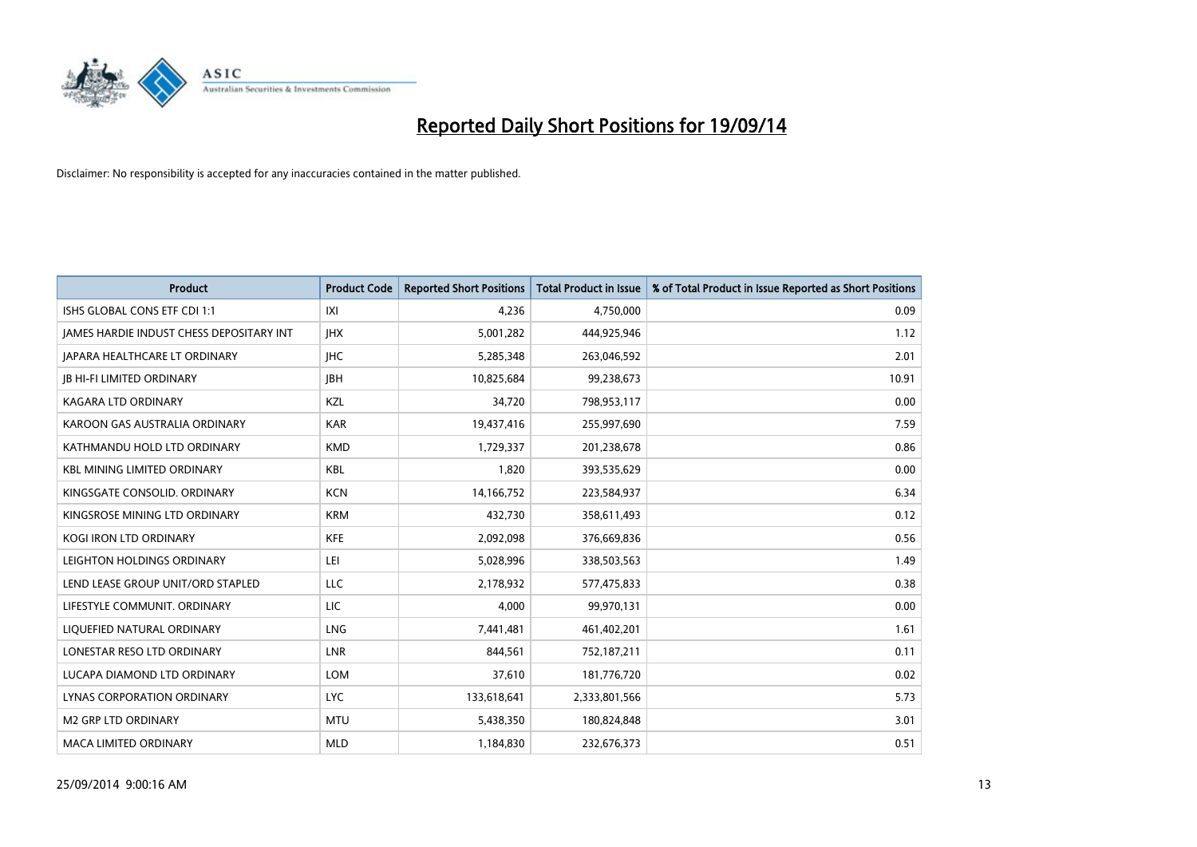# Reported Daily Short Positions for 19/09/14

Disclaimer: No responsibility is accepted for any inaccuracies contained in the matter published.

| Product | Product Code | Reported Short Positions | Total Product in Issue | % of Total Product in Issue Reported as Short Positions |
|---|---|---|---|---|
| ISHS GLOBAL CONS ETF CDI 1:1 | IXI | 4,236 | 4,750,000 | 0.09 |
| JAMES HARDIE INDUST CHESS DEPOSITARY INT | JHX | 5,001,282 | 444,925,946 | 1.12 |
| JAPARA HEALTHCARE LT ORDINARY | JHC | 5,285,348 | 263,046,592 | 2.01 |
| JB HI-FI LIMITED ORDINARY | JBH | 10,825,684 | 99,238,673 | 10.91 |
| KAGARA LTD ORDINARY | KZL | 34,720 | 798,953,117 | 0.00 |
| KAROON GAS AUSTRALIA ORDINARY | KAR | 19,437,416 | 255,997,690 | 7.59 |
| KATHMANDU HOLD LTD ORDINARY | KMD | 1,729,337 | 201,238,678 | 0.86 |
| KBL MINING LIMITED ORDINARY | KBL | 1,820 | 393,535,629 | 0.00 |
| KINGSGATE CONSOLID. ORDINARY | KCN | 14,166,752 | 223,584,937 | 6.34 |
| KINGSROSE MINING LTD ORDINARY | KRM | 432,730 | 358,611,493 | 0.12 |
| KOGI IRON LTD ORDINARY | KFE | 2,092,098 | 376,669,836 | 0.56 |
| LEIGHTON HOLDINGS ORDINARY | LEI | 5,028,996 | 338,503,563 | 1.49 |
| LEND LEASE GROUP UNIT/ORD STAPLED | LLC | 2,178,932 | 577,475,833 | 0.38 |
| LIFESTYLE COMMUNIT. ORDINARY | LIC | 4,000 | 99,970,131 | 0.00 |
| LIQUEFIED NATURAL ORDINARY | LNG | 7,441,481 | 461,402,201 | 1.61 |
| LONESTAR RESO LTD ORDINARY | LNR | 844,561 | 752,187,211 | 0.11 |
| LUCAPA DIAMOND LTD ORDINARY | LOM | 37,610 | 181,776,720 | 0.02 |
| LYNAS CORPORATION ORDINARY | LYC | 133,618,641 | 2,333,801,566 | 5.73 |
| M2 GRP LTD ORDINARY | MTU | 5,438,350 | 180,824,848 | 3.01 |
| MACA LIMITED ORDINARY | MLD | 1,184,830 | 232,676,373 | 0.51 |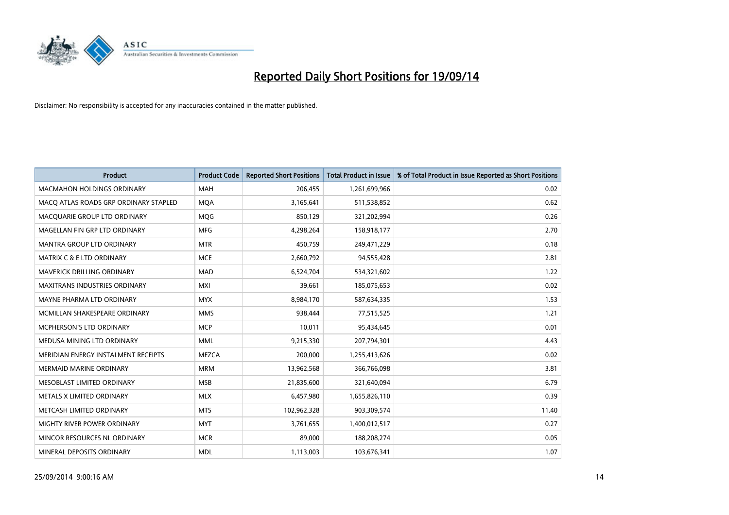# Reported Daily Short Positions for 19/09/14

Disclaimer: No responsibility is accepted for any inaccuracies contained in the matter published.

| Product | Product Code | Reported Short Positions | Total Product in Issue | % of Total Product in Issue Reported as Short Positions |
|---|---|---|---|---|
| MACMAHON HOLDINGS ORDINARY | MAH | 206,455 | 1,261,699,966 | 0.02 |
| MACQ ATLAS ROADS GRP ORDINARY STAPLED | MQA | 3,165,641 | 511,538,852 | 0.62 |
| MACQUARIE GROUP LTD ORDINARY | MQG | 850,129 | 321,202,994 | 0.26 |
| MAGELLAN FIN GRP LTD ORDINARY | MFG | 4,298,264 | 158,918,177 | 2.70 |
| MANTRA GROUP LTD ORDINARY | MTR | 450,759 | 249,471,229 | 0.18 |
| MATRIX C & E LTD ORDINARY | MCE | 2,660,792 | 94,555,428 | 2.81 |
| MAVERICK DRILLING ORDINARY | MAD | 6,524,704 | 534,321,602 | 1.22 |
| MAXITRANS INDUSTRIES ORDINARY | MXI | 39,661 | 185,075,653 | 0.02 |
| MAYNE PHARMA LTD ORDINARY | MYX | 8,984,170 | 587,634,335 | 1.53 |
| MCMILLAN SHAKESPEARE ORDINARY | MMS | 938,444 | 77,515,525 | 1.21 |
| MCPHERSON'S LTD ORDINARY | MCP | 10,011 | 95,434,645 | 0.01 |
| MEDUSA MINING LTD ORDINARY | MML | 9,215,330 | 207,794,301 | 4.43 |
| MERIDIAN ENERGY INSTALMENT RECEIPTS | MEZCA | 200,000 | 1,255,413,626 | 0.02 |
| MERMAID MARINE ORDINARY | MRM | 13,962,568 | 366,766,098 | 3.81 |
| MESOBLAST LIMITED ORDINARY | MSB | 21,835,600 | 321,640,094 | 6.79 |
| METALS X LIMITED ORDINARY | MLX | 6,457,980 | 1,655,826,110 | 0.39 |
| METCASH LIMITED ORDINARY | MTS | 102,962,328 | 903,309,574 | 11.40 |
| MIGHTY RIVER POWER ORDINARY | MYT | 3,761,655 | 1,400,012,517 | 0.27 |
| MINCOR RESOURCES NL ORDINARY | MCR | 89,000 | 188,208,274 | 0.05 |
| MINERAL DEPOSITS ORDINARY | MDL | 1,113,003 | 103,676,341 | 1.07 |

25/09/2014 9:00:16 AM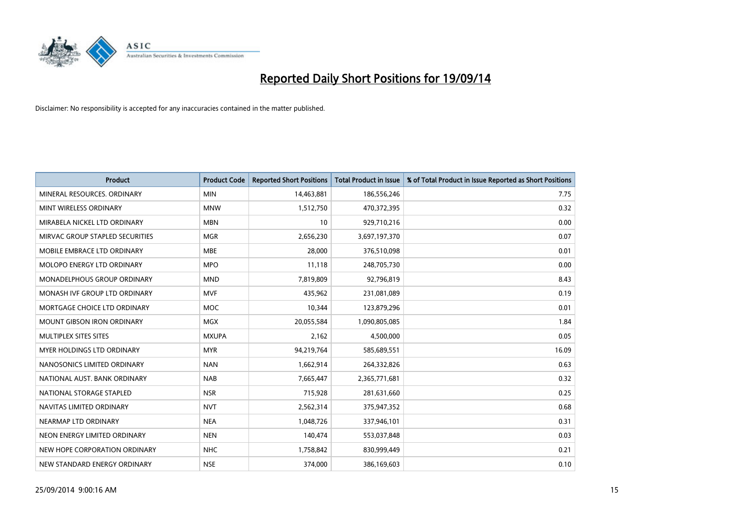# Reported Daily Short Positions for 19/09/14

Disclaimer: No responsibility is accepted for any inaccuracies contained in the matter published.

| Product | Product Code | Reported Short Positions | Total Product in Issue | % of Total Product in Issue Reported as Short Positions |
|---|---|---|---|---|
| MINERAL RESOURCES. ORDINARY | MIN | 14,463,881 | 186,556,246 | 7.75 |
| MINT WIRELESS ORDINARY | MNW | 1,512,750 | 470,372,395 | 0.32 |
| MIRABELA NICKEL LTD ORDINARY | MBN | 10 | 929,710,216 | 0.00 |
| MIRVAC GROUP STAPLED SECURITIES | MGR | 2,656,230 | 3,697,197,370 | 0.07 |
| MOBILE EMBRACE LTD ORDINARY | MBE | 28,000 | 376,510,098 | 0.01 |
| MOLOPO ENERGY LTD ORDINARY | MPO | 11,118 | 248,705,730 | 0.00 |
| MONADELPHOUS GROUP ORDINARY | MND | 7,819,809 | 92,796,819 | 8.43 |
| MONASH IVF GROUP LTD ORDINARY | MVF | 435,962 | 231,081,089 | 0.19 |
| MORTGAGE CHOICE LTD ORDINARY | MOC | 10,344 | 123,879,296 | 0.01 |
| MOUNT GIBSON IRON ORDINARY | MGX | 20,055,584 | 1,090,805,085 | 1.84 |
| MULTIPLEX SITES SITES | MXUPA | 2,162 | 4,500,000 | 0.05 |
| MYER HOLDINGS LTD ORDINARY | MYR | 94,219,764 | 585,689,551 | 16.09 |
| NANOSONICS LIMITED ORDINARY | NAN | 1,662,914 | 264,332,826 | 0.63 |
| NATIONAL AUST. BANK ORDINARY | NAB | 7,665,447 | 2,365,771,681 | 0.32 |
| NATIONAL STORAGE STAPLED | NSR | 715,928 | 281,631,660 | 0.25 |
| NAVITAS LIMITED ORDINARY | NVT | 2,562,314 | 375,947,352 | 0.68 |
| NEARMAP LTD ORDINARY | NEA | 1,048,726 | 337,946,101 | 0.31 |
| NEON ENERGY LIMITED ORDINARY | NEN | 140,474 | 553,037,848 | 0.03 |
| NEW HOPE CORPORATION ORDINARY | NHC | 1,758,842 | 830,999,449 | 0.21 |
| NEW STANDARD ENERGY ORDINARY | NSE | 374,000 | 386,169,603 | 0.10 |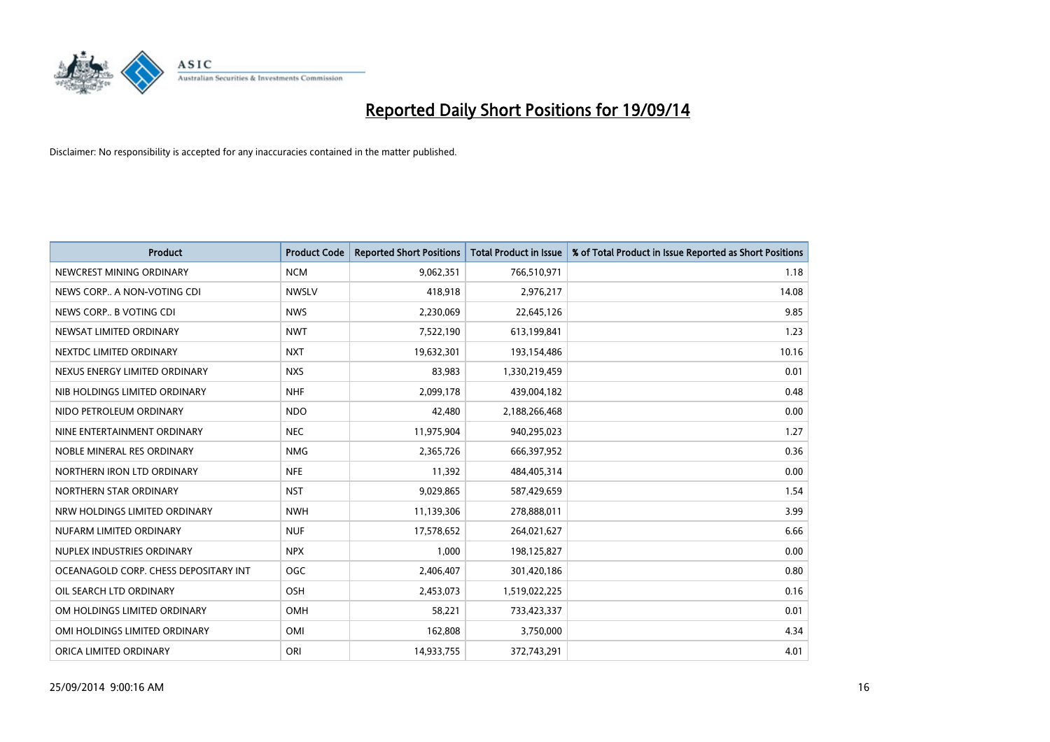# Reported Daily Short Positions for 19/09/14

Disclaimer: No responsibility is accepted for any inaccuracies contained in the matter published.

| Product | Product Code | Reported Short Positions | Total Product in Issue | % of Total Product in Issue Reported as Short Positions |
|---|---|---|---|---|
| NEWCREST MINING ORDINARY | NCM | 9,062,351 | 766,510,971 | 1.18 |
| NEWS CORP.. A NON-VOTING CDI | NWSLV | 418,918 | 2,976,217 | 14.08 |
| NEWS CORP.. B VOTING CDI | NWS | 2,230,069 | 22,645,126 | 9.85 |
| NEWSAT LIMITED ORDINARY | NWT | 7,522,190 | 613,199,841 | 1.23 |
| NEXTDC LIMITED ORDINARY | NXT | 19,632,301 | 193,154,486 | 10.16 |
| NEXUS ENERGY LIMITED ORDINARY | NXS | 83,983 | 1,330,219,459 | 0.01 |
| NIB HOLDINGS LIMITED ORDINARY | NHF | 2,099,178 | 439,004,182 | 0.48 |
| NIDO PETROLEUM ORDINARY | NDO | 42,480 | 2,188,266,468 | 0.00 |
| NINE ENTERTAINMENT ORDINARY | NEC | 11,975,904 | 940,295,023 | 1.27 |
| NOBLE MINERAL RES ORDINARY | NMG | 2,365,726 | 666,397,952 | 0.36 |
| NORTHERN IRON LTD ORDINARY | NFE | 11,392 | 484,405,314 | 0.00 |
| NORTHERN STAR ORDINARY | NST | 9,029,865 | 587,429,659 | 1.54 |
| NRW HOLDINGS LIMITED ORDINARY | NWH | 11,139,306 | 278,888,011 | 3.99 |
| NUFARM LIMITED ORDINARY | NUF | 17,578,652 | 264,021,627 | 6.66 |
| NUPLEX INDUSTRIES ORDINARY | NPX | 1,000 | 198,125,827 | 0.00 |
| OCEANAGOLD CORP. CHESS DEPOSITARY INT | OGC | 2,406,407 | 301,420,186 | 0.80 |
| OIL SEARCH LTD ORDINARY | OSH | 2,453,073 | 1,519,022,225 | 0.16 |
| OM HOLDINGS LIMITED ORDINARY | OMH | 58,221 | 733,423,337 | 0.01 |
| OMI HOLDINGS LIMITED ORDINARY | OMI | 162,808 | 3,750,000 | 4.34 |
| ORICA LIMITED ORDINARY | ORI | 14,933,755 | 372,743,291 | 4.01 |

25/09/2014 9:00:16 AM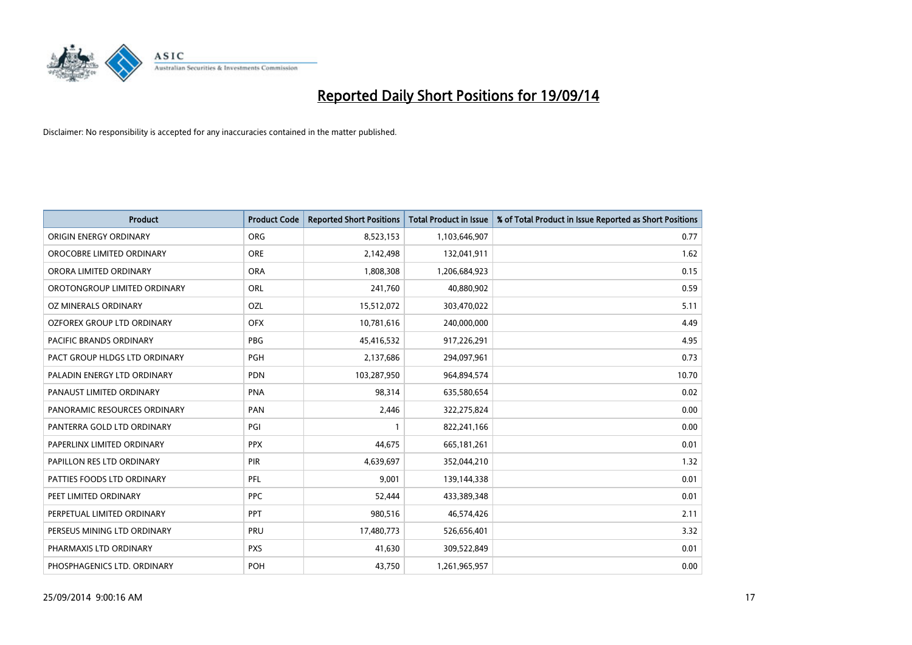# Reported Daily Short Positions for 19/09/14

Disclaimer: No responsibility is accepted for any inaccuracies contained in the matter published.

| Product | Product Code | Reported Short Positions | Total Product in Issue | % of Total Product in Issue Reported as Short Positions |
|---|---|---|---|---|
| ORIGIN ENERGY ORDINARY | ORG | 8,523,153 | 1,103,646,907 | 0.77 |
| OROCOBRE LIMITED ORDINARY | ORE | 2,142,498 | 132,041,911 | 1.62 |
| ORORA LIMITED ORDINARY | ORA | 1,808,308 | 1,206,684,923 | 0.15 |
| OROTONGROUP LIMITED ORDINARY | ORL | 241,760 | 40,880,902 | 0.59 |
| OZ MINERALS ORDINARY | OZL | 15,512,072 | 303,470,022 | 5.11 |
| OZFOREX GROUP LTD ORDINARY | OFX | 10,781,616 | 240,000,000 | 4.49 |
| PACIFIC BRANDS ORDINARY | PBG | 45,416,532 | 917,226,291 | 4.95 |
| PACT GROUP HLDGS LTD ORDINARY | PGH | 2,137,686 | 294,097,961 | 0.73 |
| PALADIN ENERGY LTD ORDINARY | PDN | 103,287,950 | 964,894,574 | 10.70 |
| PANAUST LIMITED ORDINARY | PNA | 98,314 | 635,580,654 | 0.02 |
| PANORAMIC RESOURCES ORDINARY | PAN | 2,446 | 322,275,824 | 0.00 |
| PANTERRA GOLD LTD ORDINARY | PGI | 1 | 822,241,166 | 0.00 |
| PAPERLINX LIMITED ORDINARY | PPX | 44,675 | 665,181,261 | 0.01 |
| PAPILLON RES LTD ORDINARY | PIR | 4,639,697 | 352,044,210 | 1.32 |
| PATTIES FOODS LTD ORDINARY | PFL | 9,001 | 139,144,338 | 0.01 |
| PEET LIMITED ORDINARY | PPC | 52,444 | 433,389,348 | 0.01 |
| PERPETUAL LIMITED ORDINARY | PPT | 980,516 | 46,574,426 | 2.11 |
| PERSEUS MINING LTD ORDINARY | PRU | 17,480,773 | 526,656,401 | 3.32 |
| PHARMAXIS LTD ORDINARY | PXS | 41,630 | 309,522,849 | 0.01 |
| PHOSPHAGENICS LTD. ORDINARY | POH | 43,750 | 1,261,965,957 | 0.00 |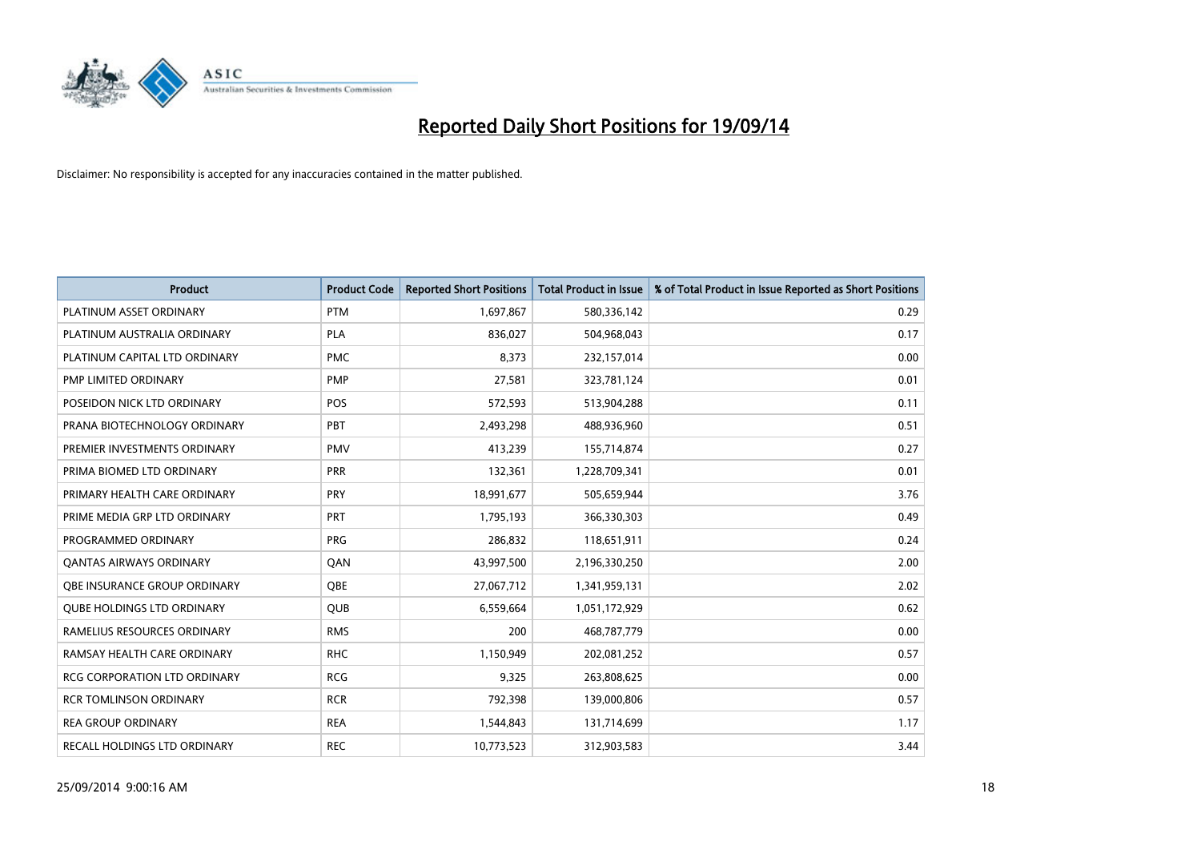# Reported Daily Short Positions for 19/09/14

Disclaimer: No responsibility is accepted for any inaccuracies contained in the matter published.

| Product | Product Code | Reported Short Positions | Total Product in Issue | % of Total Product in Issue Reported as Short Positions |
|---|---|---|---|---|
| PLATINUM ASSET ORDINARY | PTM | 1,697,867 | 580,336,142 | 0.29 |
| PLATINUM AUSTRALIA ORDINARY | PLA | 836,027 | 504,968,043 | 0.17 |
| PLATINUM CAPITAL LTD ORDINARY | PMC | 8,373 | 232,157,014 | 0.00 |
| PMP LIMITED ORDINARY | PMP | 27,581 | 323,781,124 | 0.01 |
| POSEIDON NICK LTD ORDINARY | POS | 572,593 | 513,904,288 | 0.11 |
| PRANA BIOTECHNOLOGY ORDINARY | PBT | 2,493,298 | 488,936,960 | 0.51 |
| PREMIER INVESTMENTS ORDINARY | PMV | 413,239 | 155,714,874 | 0.27 |
| PRIMA BIOMED LTD ORDINARY | PRR | 132,361 | 1,228,709,341 | 0.01 |
| PRIMARY HEALTH CARE ORDINARY | PRY | 18,991,677 | 505,659,944 | 3.76 |
| PRIME MEDIA GRP LTD ORDINARY | PRT | 1,795,193 | 366,330,303 | 0.49 |
| PROGRAMMED ORDINARY | PRG | 286,832 | 118,651,911 | 0.24 |
| QANTAS AIRWAYS ORDINARY | QAN | 43,997,500 | 2,196,330,250 | 2.00 |
| QBE INSURANCE GROUP ORDINARY | QBE | 27,067,712 | 1,341,959,131 | 2.02 |
| QUBE HOLDINGS LTD ORDINARY | QUB | 6,559,664 | 1,051,172,929 | 0.62 |
| RAMELIUS RESOURCES ORDINARY | RMS | 200 | 468,787,779 | 0.00 |
| RAMSAY HEALTH CARE ORDINARY | RHC | 1,150,949 | 202,081,252 | 0.57 |
| RCG CORPORATION LTD ORDINARY | RCG | 9,325 | 263,808,625 | 0.00 |
| RCR TOMLINSON ORDINARY | RCR | 792,398 | 139,000,806 | 0.57 |
| REA GROUP ORDINARY | REA | 1,544,843 | 131,714,699 | 1.17 |
| RECALL HOLDINGS LTD ORDINARY | REC | 10,773,523 | 312,903,583 | 3.44 |

25/09/2014 9:00:16 AM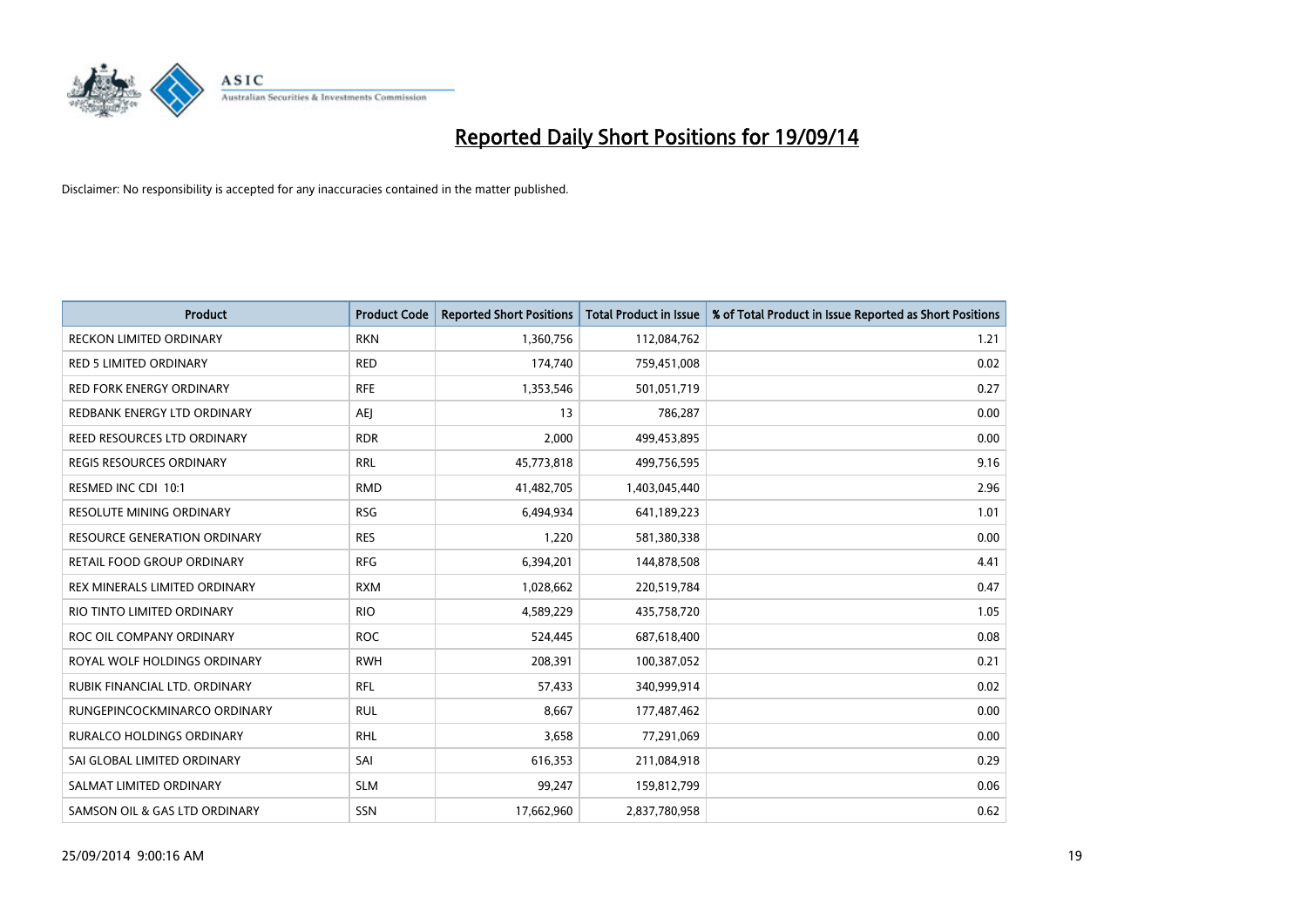# Reported Daily Short Positions for 19/09/14

Disclaimer: No responsibility is accepted for any inaccuracies contained in the matter published.

| Product | Product Code | Reported Short Positions | Total Product in Issue | % of Total Product in Issue Reported as Short Positions |
|---|---|---|---|---|
| RECKON LIMITED ORDINARY | RKN | 1,360,756 | 112,084,762 | 1.21 |
| RED 5 LIMITED ORDINARY | RED | 174,740 | 759,451,008 | 0.02 |
| RED FORK ENERGY ORDINARY | RFE | 1,353,546 | 501,051,719 | 0.27 |
| REDBANK ENERGY LTD ORDINARY | AEJ | 13 | 786,287 | 0.00 |
| REED RESOURCES LTD ORDINARY | RDR | 2,000 | 499,453,895 | 0.00 |
| REGIS RESOURCES ORDINARY | RRL | 45,773,818 | 499,756,595 | 9.16 |
| RESMED INC CDI 10:1 | RMD | 41,482,705 | 1,403,045,440 | 2.96 |
| RESOLUTE MINING ORDINARY | RSG | 6,494,934 | 641,189,223 | 1.01 |
| RESOURCE GENERATION ORDINARY | RES | 1,220 | 581,380,338 | 0.00 |
| RETAIL FOOD GROUP ORDINARY | RFG | 6,394,201 | 144,878,508 | 4.41 |
| REX MINERALS LIMITED ORDINARY | RXM | 1,028,662 | 220,519,784 | 0.47 |
| RIO TINTO LIMITED ORDINARY | RIO | 4,589,229 | 435,758,720 | 1.05 |
| ROC OIL COMPANY ORDINARY | ROC | 524,445 | 687,618,400 | 0.08 |
| ROYAL WOLF HOLDINGS ORDINARY | RWH | 208,391 | 100,387,052 | 0.21 |
| RUBIK FINANCIAL LTD. ORDINARY | RFL | 57,433 | 340,999,914 | 0.02 |
| RUNGEPINCOCKMINARCO ORDINARY | RUL | 8,667 | 177,487,462 | 0.00 |
| RURALCO HOLDINGS ORDINARY | RHL | 3,658 | 77,291,069 | 0.00 |
| SAI GLOBAL LIMITED ORDINARY | SAI | 616,353 | 211,084,918 | 0.29 |
| SALMAT LIMITED ORDINARY | SLM | 99,247 | 159,812,799 | 0.06 |
| SAMSON OIL & GAS LTD ORDINARY | SSN | 17,662,960 | 2,837,780,958 | 0.62 |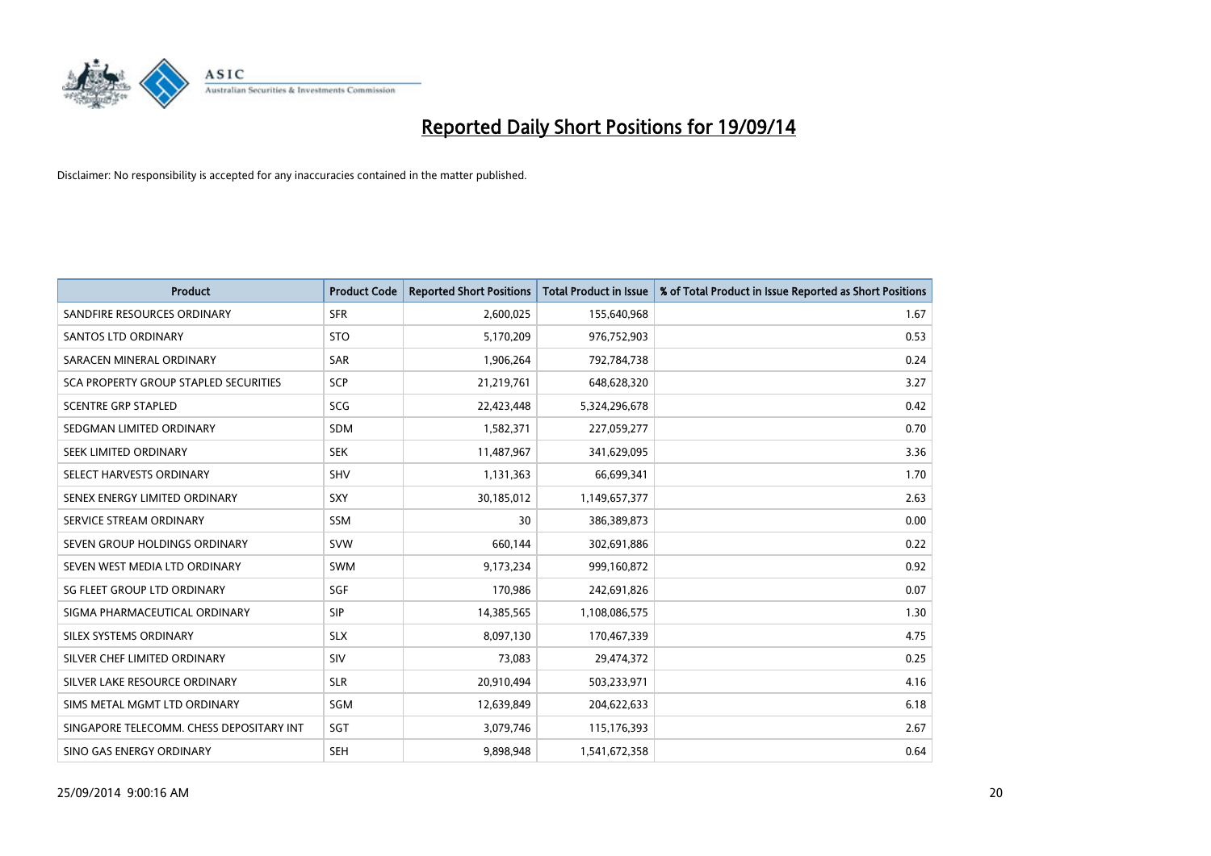# Reported Daily Short Positions for 19/09/14

Disclaimer: No responsibility is accepted for any inaccuracies contained in the matter published.

| Product | Product Code | Reported Short Positions | Total Product in Issue | % of Total Product in Issue Reported as Short Positions |
|---|---|---|---|---|
| SANDFIRE RESOURCES ORDINARY | SFR | 2,600,025 | 155,640,968 | 1.67 |
| SANTOS LTD ORDINARY | STO | 5,170,209 | 976,752,903 | 0.53 |
| SARACEN MINERAL ORDINARY | SAR | 1,906,264 | 792,784,738 | 0.24 |
| SCA PROPERTY GROUP STAPLED SECURITIES | SCP | 21,219,761 | 648,628,320 | 3.27 |
| SCENTRE GRP STAPLED | SCG | 22,423,448 | 5,324,296,678 | 0.42 |
| SEDGMAN LIMITED ORDINARY | SDM | 1,582,371 | 227,059,277 | 0.70 |
| SEEK LIMITED ORDINARY | SEK | 11,487,967 | 341,629,095 | 3.36 |
| SELECT HARVESTS ORDINARY | SHV | 1,131,363 | 66,699,341 | 1.70 |
| SENEX ENERGY LIMITED ORDINARY | SXY | 30,185,012 | 1,149,657,377 | 2.63 |
| SERVICE STREAM ORDINARY | SSM | 30 | 386,389,873 | 0.00 |
| SEVEN GROUP HOLDINGS ORDINARY | SVW | 660,144 | 302,691,886 | 0.22 |
| SEVEN WEST MEDIA LTD ORDINARY | SWM | 9,173,234 | 999,160,872 | 0.92 |
| SG FLEET GROUP LTD ORDINARY | SGF | 170,986 | 242,691,826 | 0.07 |
| SIGMA PHARMACEUTICAL ORDINARY | SIP | 14,385,565 | 1,108,086,575 | 1.30 |
| SILEX SYSTEMS ORDINARY | SLX | 8,097,130 | 170,467,339 | 4.75 |
| SILVER CHEF LIMITED ORDINARY | SIV | 73,083 | 29,474,372 | 0.25 |
| SILVER LAKE RESOURCE ORDINARY | SLR | 20,910,494 | 503,233,971 | 4.16 |
| SIMS METAL MGMT LTD ORDINARY | SGM | 12,639,849 | 204,622,633 | 6.18 |
| SINGAPORE TELECOMM. CHESS DEPOSITARY INT | SGT | 3,079,746 | 115,176,393 | 2.67 |
| SINO GAS ENERGY ORDINARY | SEH | 9,898,948 | 1,541,672,358 | 0.64 |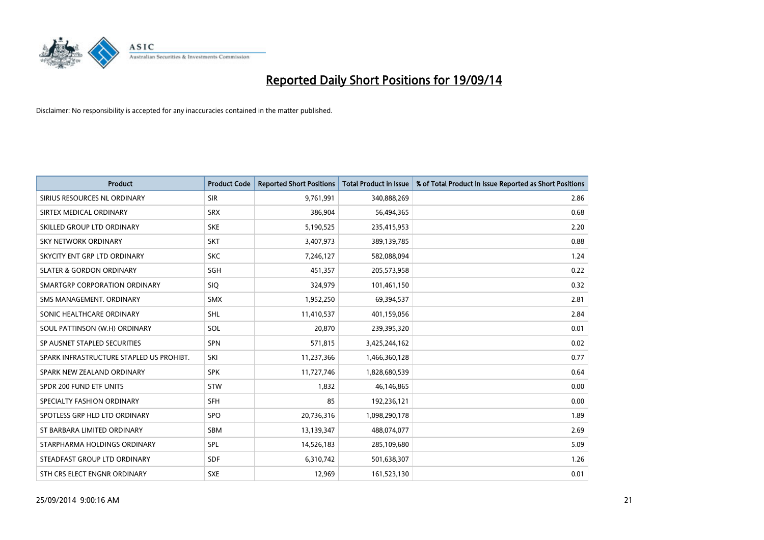# Reported Daily Short Positions for 19/09/14

Disclaimer: No responsibility is accepted for any inaccuracies contained in the matter published.

| Product | Product Code | Reported Short Positions | Total Product in Issue | % of Total Product in Issue Reported as Short Positions |
|---|---|---|---|---|
| SIRIUS RESOURCES NL ORDINARY | SIR | 9,761,991 | 340,888,269 | 2.86 |
| SIRTEX MEDICAL ORDINARY | SRX | 386,904 | 56,494,365 | 0.68 |
| SKILLED GROUP LTD ORDINARY | SKE | 5,190,525 | 235,415,953 | 2.20 |
| SKY NETWORK ORDINARY | SKT | 3,407,973 | 389,139,785 | 0.88 |
| SKYCITY ENT GRP LTD ORDINARY | SKC | 7,246,127 | 582,088,094 | 1.24 |
| SLATER & GORDON ORDINARY | SGH | 451,357 | 205,573,958 | 0.22 |
| SMARTGRP CORPORATION ORDINARY | SIQ | 324,979 | 101,461,150 | 0.32 |
| SMS MANAGEMENT. ORDINARY | SMX | 1,952,250 | 69,394,537 | 2.81 |
| SONIC HEALTHCARE ORDINARY | SHL | 11,410,537 | 401,159,056 | 2.84 |
| SOUL PATTINSON (W.H) ORDINARY | SOL | 20,870 | 239,395,320 | 0.01 |
| SP AUSNET STAPLED SECURITIES | SPN | 571,815 | 3,425,244,162 | 0.02 |
| SPARK INFRASTRUCTURE STAPLED US PROHIBT. | SKI | 11,237,366 | 1,466,360,128 | 0.77 |
| SPARK NEW ZEALAND ORDINARY | SPK | 11,727,746 | 1,828,680,539 | 0.64 |
| SPDR 200 FUND ETF UNITS | STW | 1,832 | 46,146,865 | 0.00 |
| SPECIALTY FASHION ORDINARY | SFH | 85 | 192,236,121 | 0.00 |
| SPOTLESS GRP HLD LTD ORDINARY | SPO | 20,736,316 | 1,098,290,178 | 1.89 |
| ST BARBARA LIMITED ORDINARY | SBM | 13,139,347 | 488,074,077 | 2.69 |
| STARPHARMA HOLDINGS ORDINARY | SPL | 14,526,183 | 285,109,680 | 5.09 |
| STEADFAST GROUP LTD ORDINARY | SDF | 6,310,742 | 501,638,307 | 1.26 |
| STH CRS ELECT ENGNR ORDINARY | SXE | 12,969 | 161,523,130 | 0.01 |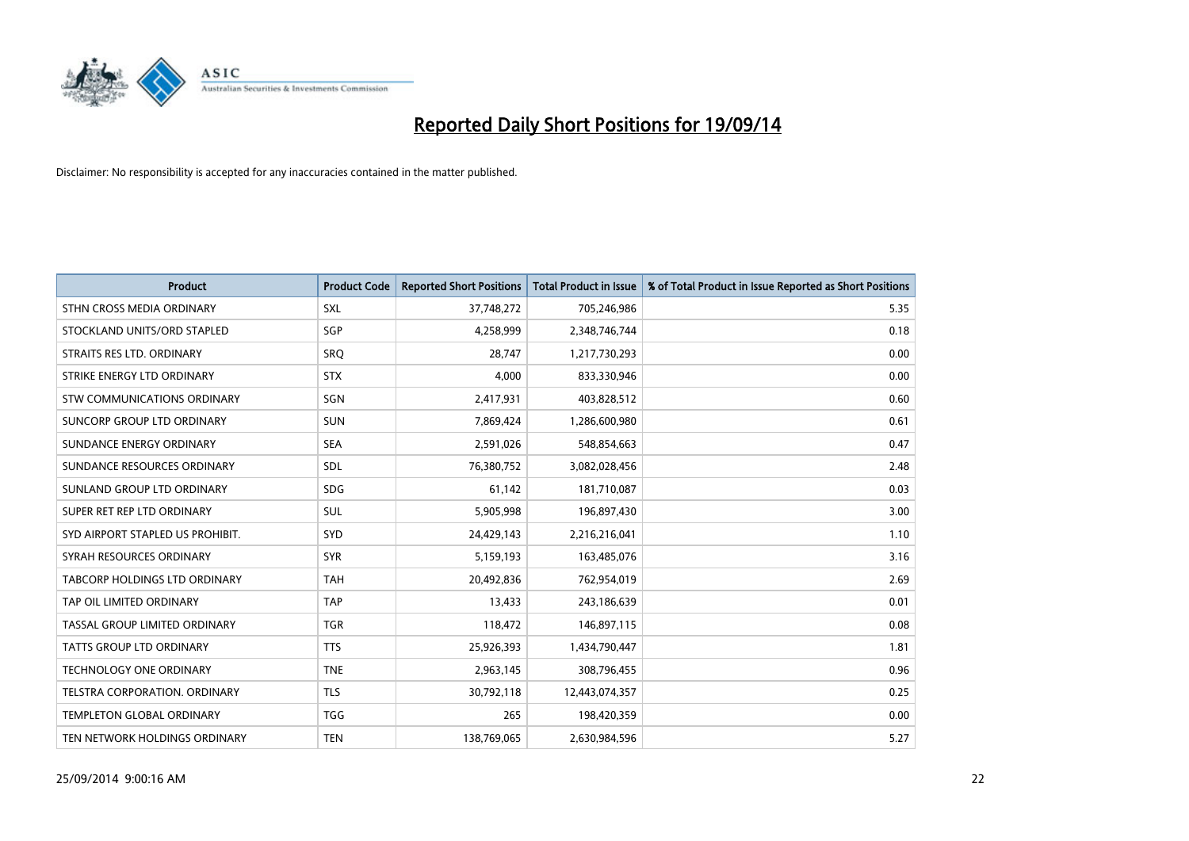# Reported Daily Short Positions for 19/09/14

Disclaimer: No responsibility is accepted for any inaccuracies contained in the matter published.

| Product | Product Code | Reported Short Positions | Total Product in Issue | % of Total Product in Issue Reported as Short Positions |
|---|---|---|---|---|
| STHN CROSS MEDIA ORDINARY | SXL | 37,748,272 | 705,246,986 | 5.35 |
| STOCKLAND UNITS/ORD STAPLED | SGP | 4,258,999 | 2,348,746,744 | 0.18 |
| STRAITS RES LTD. ORDINARY | SRQ | 28,747 | 1,217,730,293 | 0.00 |
| STRIKE ENERGY LTD ORDINARY | STX | 4,000 | 833,330,946 | 0.00 |
| STW COMMUNICATIONS ORDINARY | SGN | 2,417,931 | 403,828,512 | 0.60 |
| SUNCORP GROUP LTD ORDINARY | SUN | 7,869,424 | 1,286,600,980 | 0.61 |
| SUNDANCE ENERGY ORDINARY | SEA | 2,591,026 | 548,854,663 | 0.47 |
| SUNDANCE RESOURCES ORDINARY | SDL | 76,380,752 | 3,082,028,456 | 2.48 |
| SUNLAND GROUP LTD ORDINARY | SDG | 61,142 | 181,710,087 | 0.03 |
| SUPER RET REP LTD ORDINARY | SUL | 5,905,998 | 196,897,430 | 3.00 |
| SYD AIRPORT STAPLED US PROHIBIT. | SYD | 24,429,143 | 2,216,216,041 | 1.10 |
| SYRAH RESOURCES ORDINARY | SYR | 5,159,193 | 163,485,076 | 3.16 |
| TABCORP HOLDINGS LTD ORDINARY | TAH | 20,492,836 | 762,954,019 | 2.69 |
| TAP OIL LIMITED ORDINARY | TAP | 13,433 | 243,186,639 | 0.01 |
| TASSAL GROUP LIMITED ORDINARY | TGR | 118,472 | 146,897,115 | 0.08 |
| TATTS GROUP LTD ORDINARY | TTS | 25,926,393 | 1,434,790,447 | 1.81 |
| TECHNOLOGY ONE ORDINARY | TNE | 2,963,145 | 308,796,455 | 0.96 |
| TELSTRA CORPORATION. ORDINARY | TLS | 30,792,118 | 12,443,074,357 | 0.25 |
| TEMPLETON GLOBAL ORDINARY | TGG | 265 | 198,420,359 | 0.00 |
| TEN NETWORK HOLDINGS ORDINARY | TEN | 138,769,065 | 2,630,984,596 | 5.27 |

25/09/2014 9:00:16 AM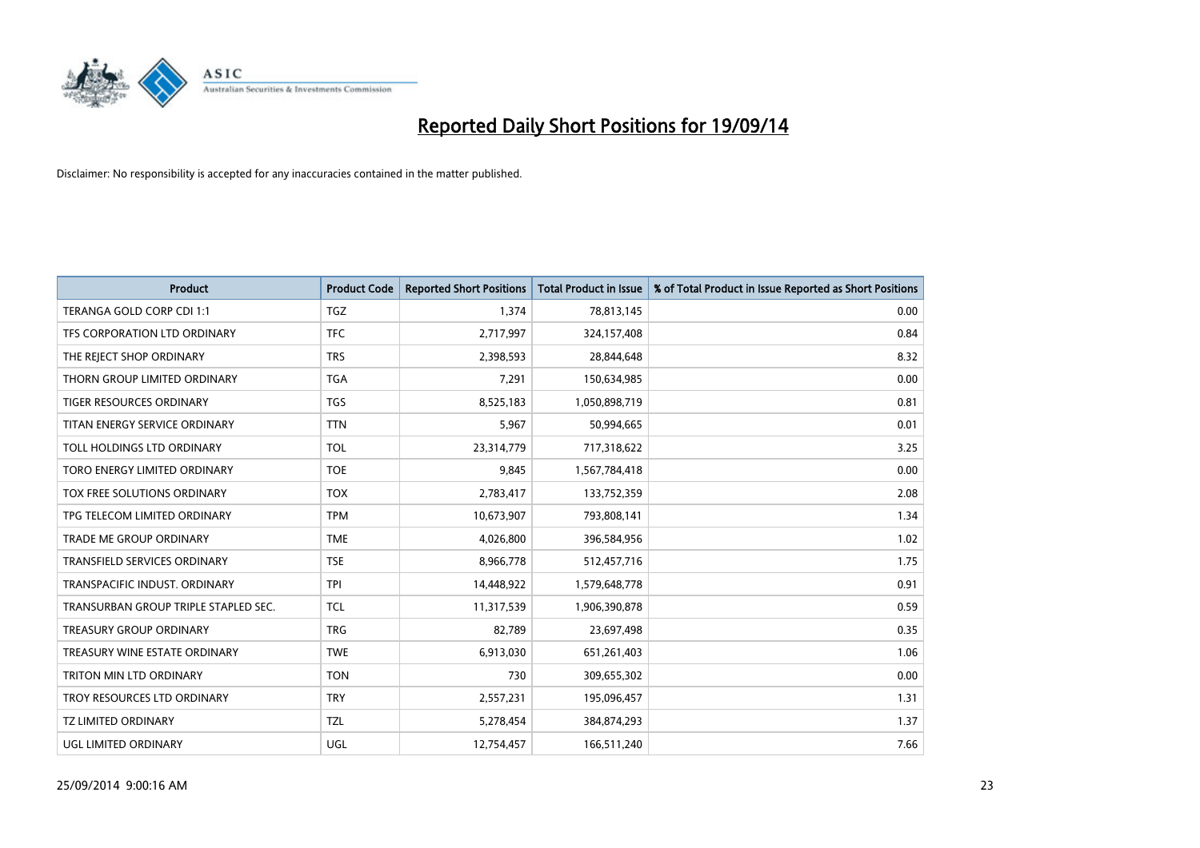# Reported Daily Short Positions for 19/09/14

Disclaimer: No responsibility is accepted for any inaccuracies contained in the matter published.

| Product | Product Code | Reported Short Positions | Total Product in Issue | % of Total Product in Issue Reported as Short Positions |
|---|---|---|---|---|
| TERANGA GOLD CORP CDI 1:1 | TGZ | 1,374 | 78,813,145 | 0.00 |
| TFS CORPORATION LTD ORDINARY | TFC | 2,717,997 | 324,157,408 | 0.84 |
| THE REJECT SHOP ORDINARY | TRS | 2,398,593 | 28,844,648 | 8.32 |
| THORN GROUP LIMITED ORDINARY | TGA | 7,291 | 150,634,985 | 0.00 |
| TIGER RESOURCES ORDINARY | TGS | 8,525,183 | 1,050,898,719 | 0.81 |
| TITAN ENERGY SERVICE ORDINARY | TTN | 5,967 | 50,994,665 | 0.01 |
| TOLL HOLDINGS LTD ORDINARY | TOL | 23,314,779 | 717,318,622 | 3.25 |
| TORO ENERGY LIMITED ORDINARY | TOE | 9,845 | 1,567,784,418 | 0.00 |
| TOX FREE SOLUTIONS ORDINARY | TOX | 2,783,417 | 133,752,359 | 2.08 |
| TPG TELECOM LIMITED ORDINARY | TPM | 10,673,907 | 793,808,141 | 1.34 |
| TRADE ME GROUP ORDINARY | TME | 4,026,800 | 396,584,956 | 1.02 |
| TRANSFIELD SERVICES ORDINARY | TSE | 8,966,778 | 512,457,716 | 1.75 |
| TRANSPACIFIC INDUST. ORDINARY | TPI | 14,448,922 | 1,579,648,778 | 0.91 |
| TRANSURBAN GROUP TRIPLE STAPLED SEC. | TCL | 11,317,539 | 1,906,390,878 | 0.59 |
| TREASURY GROUP ORDINARY | TRG | 82,789 | 23,697,498 | 0.35 |
| TREASURY WINE ESTATE ORDINARY | TWE | 6,913,030 | 651,261,403 | 1.06 |
| TRITON MIN LTD ORDINARY | TON | 730 | 309,655,302 | 0.00 |
| TROY RESOURCES LTD ORDINARY | TRY | 2,557,231 | 195,096,457 | 1.31 |
| TZ LIMITED ORDINARY | TZL | 5,278,454 | 384,874,293 | 1.37 |
| UGL LIMITED ORDINARY | UGL | 12,754,457 | 166,511,240 | 7.66 |

25/09/2014 9:00:16 AM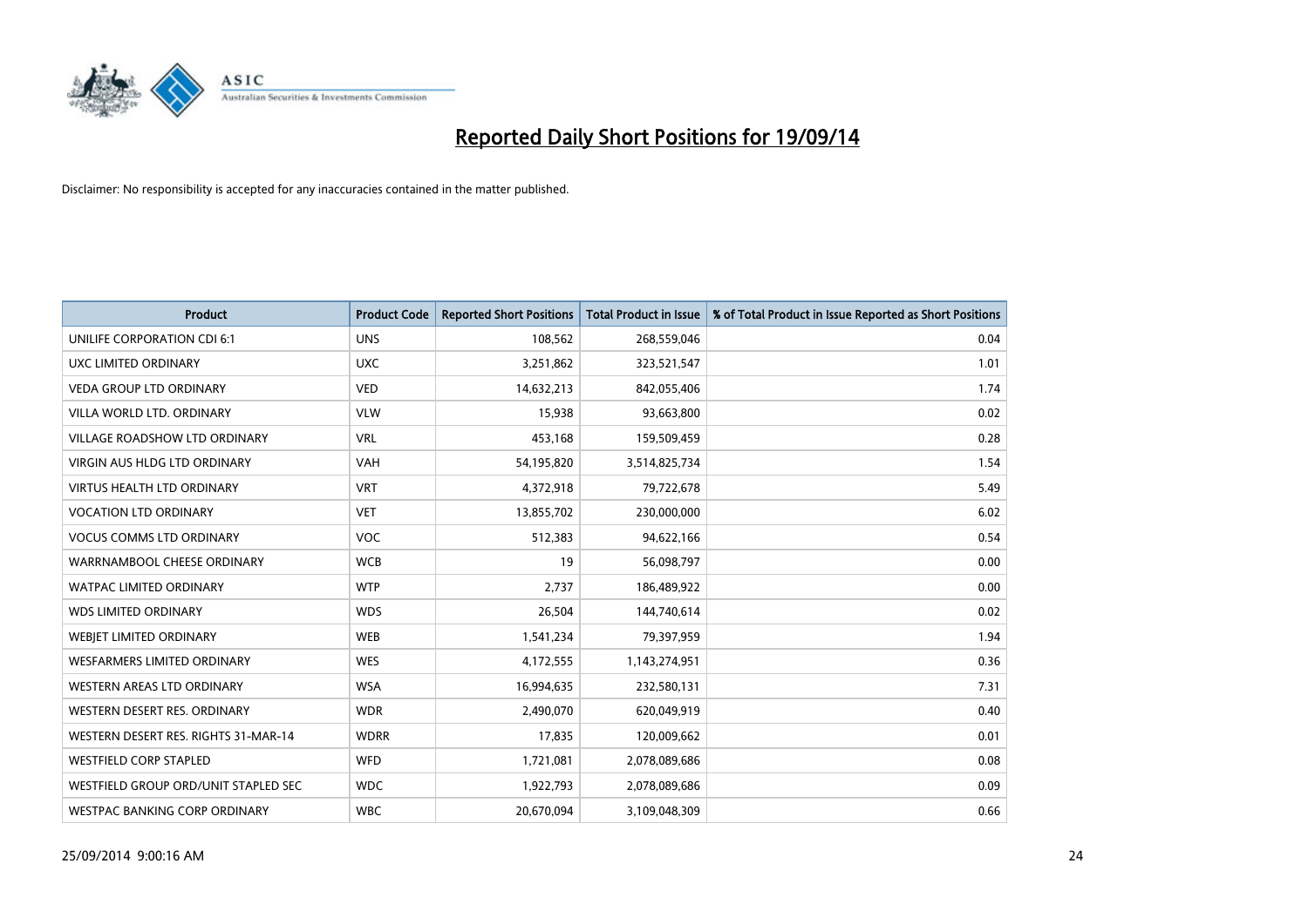# Reported Daily Short Positions for 19/09/14

Disclaimer: No responsibility is accepted for any inaccuracies contained in the matter published.

| Product | Product Code | Reported Short Positions | Total Product in Issue | % of Total Product in Issue Reported as Short Positions |
|---|---|---|---|---|
| UNILIFE CORPORATION CDI 6:1 | UNS | 108,562 | 268,559,046 | 0.04 |
| UXC LIMITED ORDINARY | UXC | 3,251,862 | 323,521,547 | 1.01 |
| VEDA GROUP LTD ORDINARY | VED | 14,632,213 | 842,055,406 | 1.74 |
| VILLA WORLD LTD. ORDINARY | VLW | 15,938 | 93,663,800 | 0.02 |
| VILLAGE ROADSHOW LTD ORDINARY | VRL | 453,168 | 159,509,459 | 0.28 |
| VIRGIN AUS HLDG LTD ORDINARY | VAH | 54,195,820 | 3,514,825,734 | 1.54 |
| VIRTUS HEALTH LTD ORDINARY | VRT | 4,372,918 | 79,722,678 | 5.49 |
| VOCATION LTD ORDINARY | VET | 13,855,702 | 230,000,000 | 6.02 |
| VOCUS COMMS LTD ORDINARY | VOC | 512,383 | 94,622,166 | 0.54 |
| WARRNAMBOOL CHEESE ORDINARY | WCB | 19 | 56,098,797 | 0.00 |
| WATPAC LIMITED ORDINARY | WTP | 2,737 | 186,489,922 | 0.00 |
| WDS LIMITED ORDINARY | WDS | 26,504 | 144,740,614 | 0.02 |
| WEBJET LIMITED ORDINARY | WEB | 1,541,234 | 79,397,959 | 1.94 |
| WESFARMERS LIMITED ORDINARY | WES | 4,172,555 | 1,143,274,951 | 0.36 |
| WESTERN AREAS LTD ORDINARY | WSA | 16,994,635 | 232,580,131 | 7.31 |
| WESTERN DESERT RES. ORDINARY | WDR | 2,490,070 | 620,049,919 | 0.40 |
| WESTERN DESERT RES. RIGHTS 31-MAR-14 | WDRR | 17,835 | 120,009,662 | 0.01 |
| WESTFIELD CORP STAPLED | WFD | 1,721,081 | 2,078,089,686 | 0.08 |
| WESTFIELD GROUP ORD/UNIT STAPLED SEC | WDC | 1,922,793 | 2,078,089,686 | 0.09 |
| WESTPAC BANKING CORP ORDINARY | WBC | 20,670,094 | 3,109,048,309 | 0.66 |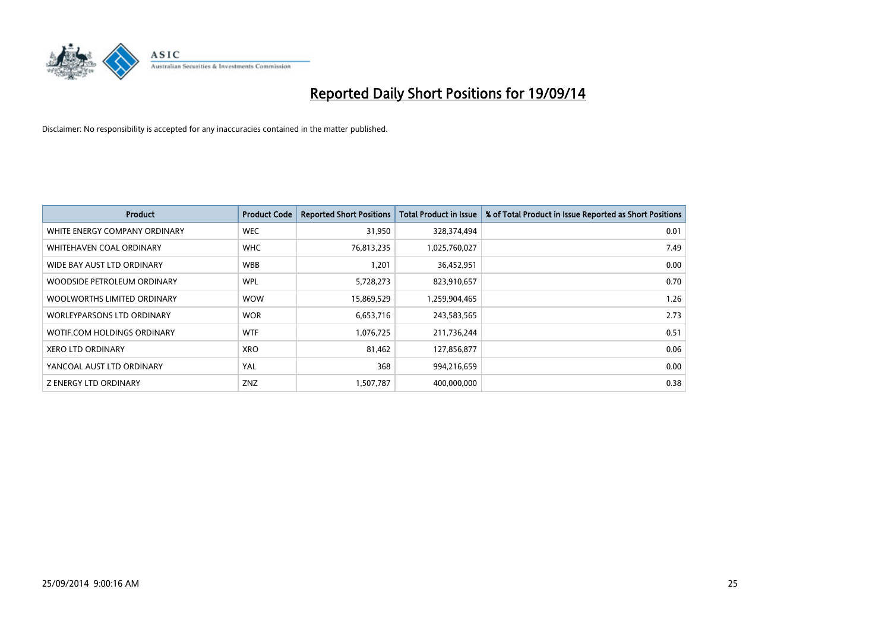# Reported Daily Short Positions for 19/09/14

Disclaimer: No responsibility is accepted for any inaccuracies contained in the matter published.

| Product | Product Code | Reported Short Positions | Total Product in Issue | % of Total Product in Issue Reported as Short Positions |
|---|---|---|---|---|
| WHITE ENERGY COMPANY ORDINARY | WEC | 31,950 | 328,374,494 | 0.01 |
| WHITEHAVEN COAL ORDINARY | WHC | 76,813,235 | 1,025,760,027 | 7.49 |
| WIDE BAY AUST LTD ORDINARY | WBB | 1,201 | 36,452,951 | 0.00 |
| WOODSIDE PETROLEUM ORDINARY | WPL | 5,728,273 | 823,910,657 | 0.70 |
| WOOLWORTHS LIMITED ORDINARY | WOW | 15,869,529 | 1,259,904,465 | 1.26 |
| WORLEYPARSONS LTD ORDINARY | WOR | 6,653,716 | 243,583,565 | 2.73 |
| WOTIF.COM HOLDINGS ORDINARY | WTF | 1,076,725 | 211,736,244 | 0.51 |
| XERO LTD ORDINARY | XRO | 81,462 | 127,856,877 | 0.06 |
| YANCOAL AUST LTD ORDINARY | YAL | 368 | 994,216,659 | 0.00 |
| Z ENERGY LTD ORDINARY | ZNZ | 1,507,787 | 400,000,000 | 0.38 |

25/09/2014 9:00:16 AM